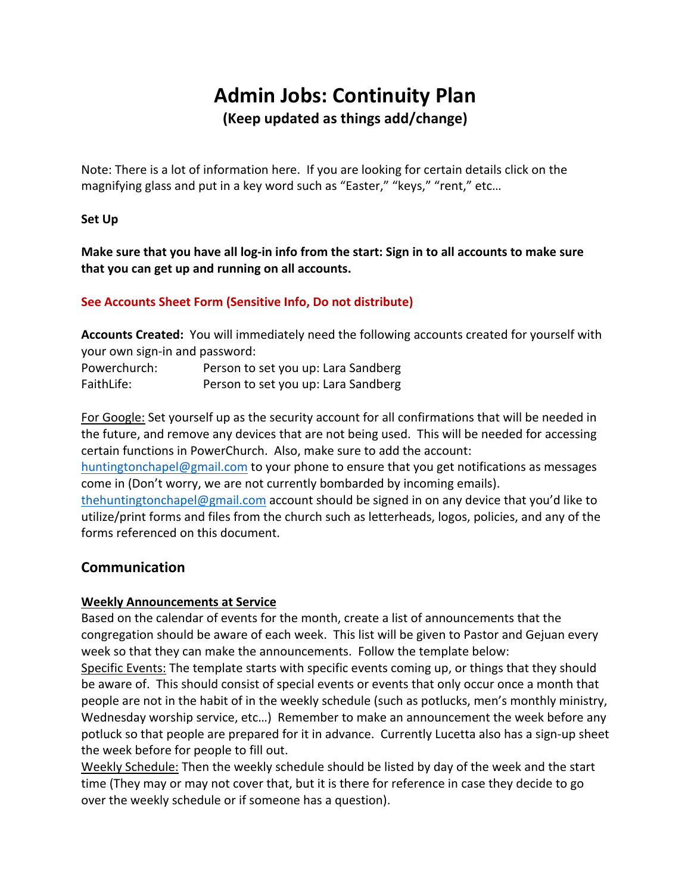# Admin Jobs: Continuity Plan

**(Keep updated as things add/change)**

Note: There is a lot of information here. If you are looking for certain details click on the magnifying glass and put in a key word such as "Easter," "keys," "rent," etc…

**Set Up**

**Make sure that you have all log-in info from the start: Sign in to all accounts to make sure that you can get up and running on all accounts.**

**See Accounts Sheet Form (Sensitive Info, Do not distribute)**

**Accounts Created:** You will immediately need the following accounts created for yourself with your own sign-in and password:

Powerchurch: Person to set you up: Lara Sandberg
FaithLife: Person to set you up: Lara Sandberg

For Google: Set yourself up as the security account for all confirmations that will be needed in the future, and remove any devices that are not being used. This will be needed for accessing certain functions in PowerChurch. Also, make sure to add the account: huntingtonchapel@gmail.com to your phone to ensure that you get notifications as messages come in (Don't worry, we are not currently bombarded by incoming emails). thehuntingtonchapel@gmail.com account should be signed in on any device that you'd like to utilize/print forms and files from the church such as letterheads, logos, policies, and any of the forms referenced on this document.

## Communication

**Weekly Announcements at Service**

Based on the calendar of events for the month, create a list of announcements that the congregation should be aware of each week. This list will be given to Pastor and Gejuan every week so that they can make the announcements. Follow the template below:

Specific Events: The template starts with specific events coming up, or things that they should be aware of. This should consist of special events or events that only occur once a month that people are not in the habit of in the weekly schedule (such as potlucks, men's monthly ministry, Wednesday worship service, etc…) Remember to make an announcement the week before any potluck so that people are prepared for it in advance. Currently Lucetta also has a sign-up sheet the week before for people to fill out.

Weekly Schedule: Then the weekly schedule should be listed by day of the week and the start time (They may or may not cover that, but it is there for reference in case they decide to go over the weekly schedule or if someone has a question).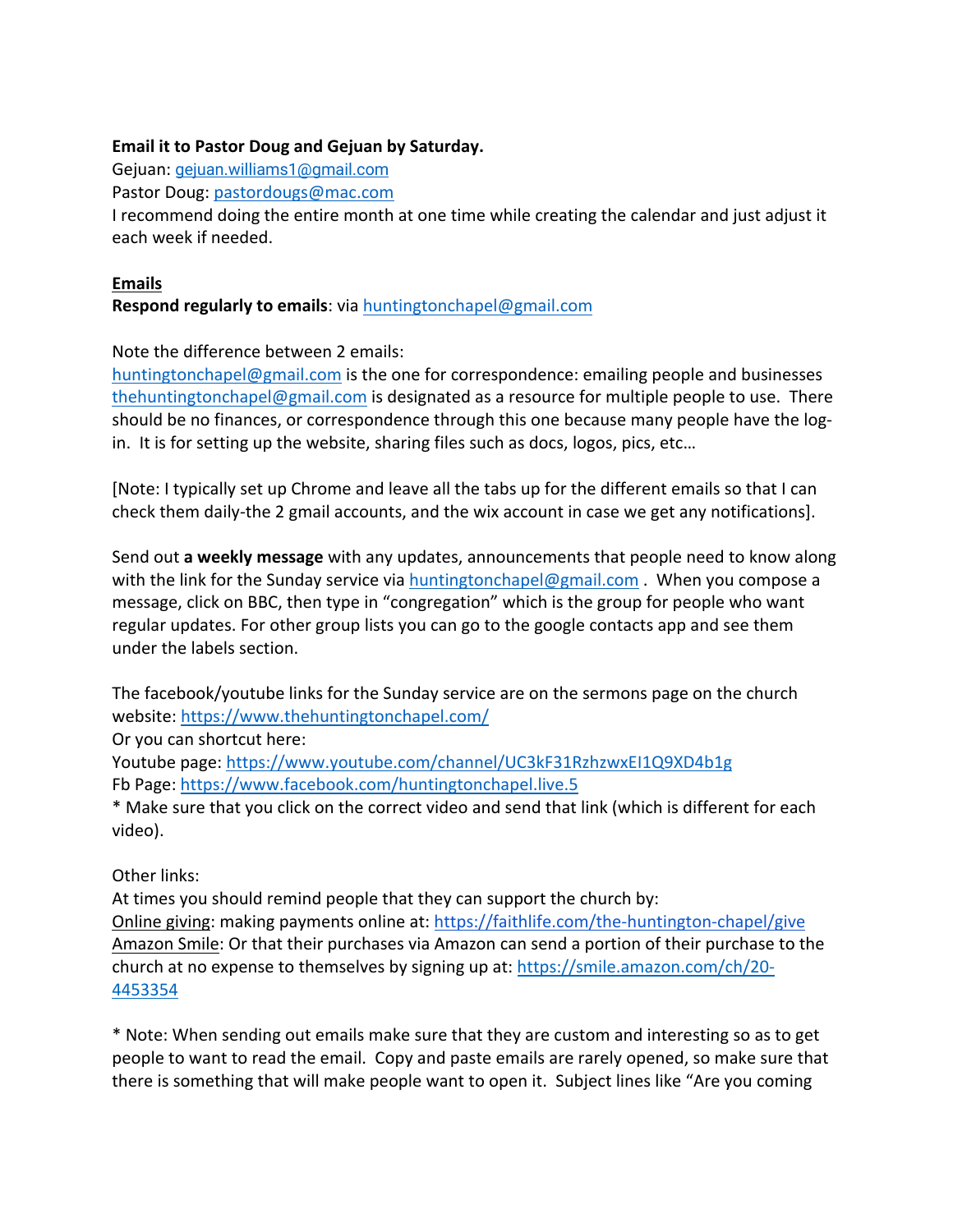**Email it to Pastor Doug and Gejuan by Saturday.**
Gejuan: gejuan.williams1@gmail.com
Pastor Doug: pastordougs@mac.com
I recommend doing the entire month at one time while creating the calendar and just adjust it each week if needed.

**Emails**

**Respond regularly to emails**: via huntingtonchapel@gmail.com

Note the difference between 2 emails:
huntingtonchapel@gmail.com is the one for correspondence: emailing people and businesses
thehuntingtonchapel@gmail.com is designated as a resource for multiple people to use. There should be no finances, or correspondence through this one because many people have the log-in. It is for setting up the website, sharing files such as docs, logos, pics, etc…

[Note: I typically set up Chrome and leave all the tabs up for the different emails so that I can check them daily-the 2 gmail accounts, and the wix account in case we get any notifications].

Send out **a weekly message** with any updates, announcements that people need to know along with the link for the Sunday service via huntingtonchapel@gmail.com . When you compose a message, click on BBC, then type in "congregation" which is the group for people who want regular updates. For other group lists you can go to the google contacts app and see them under the labels section.

The facebook/youtube links for the Sunday service are on the sermons page on the church website: https://www.thehuntingtonchapel.com/
Or you can shortcut here:
Youtube page: https://www.youtube.com/channel/UC3kF31RzhzwxEI1Q9XD4b1g
Fb Page: https://www.facebook.com/huntingtonchapel.live.5
* Make sure that you click on the correct video and send that link (which is different for each video).

Other links:
At times you should remind people that they can support the church by:
Online giving: making payments online at: https://faithlife.com/the-huntington-chapel/give
Amazon Smile: Or that their purchases via Amazon can send a portion of their purchase to the church at no expense to themselves by signing up at: https://smile.amazon.com/ch/20-4453354

* Note: When sending out emails make sure that they are custom and interesting so as to get people to want to read the email. Copy and paste emails are rarely opened, so make sure that there is something that will make people want to open it. Subject lines like "Are you coming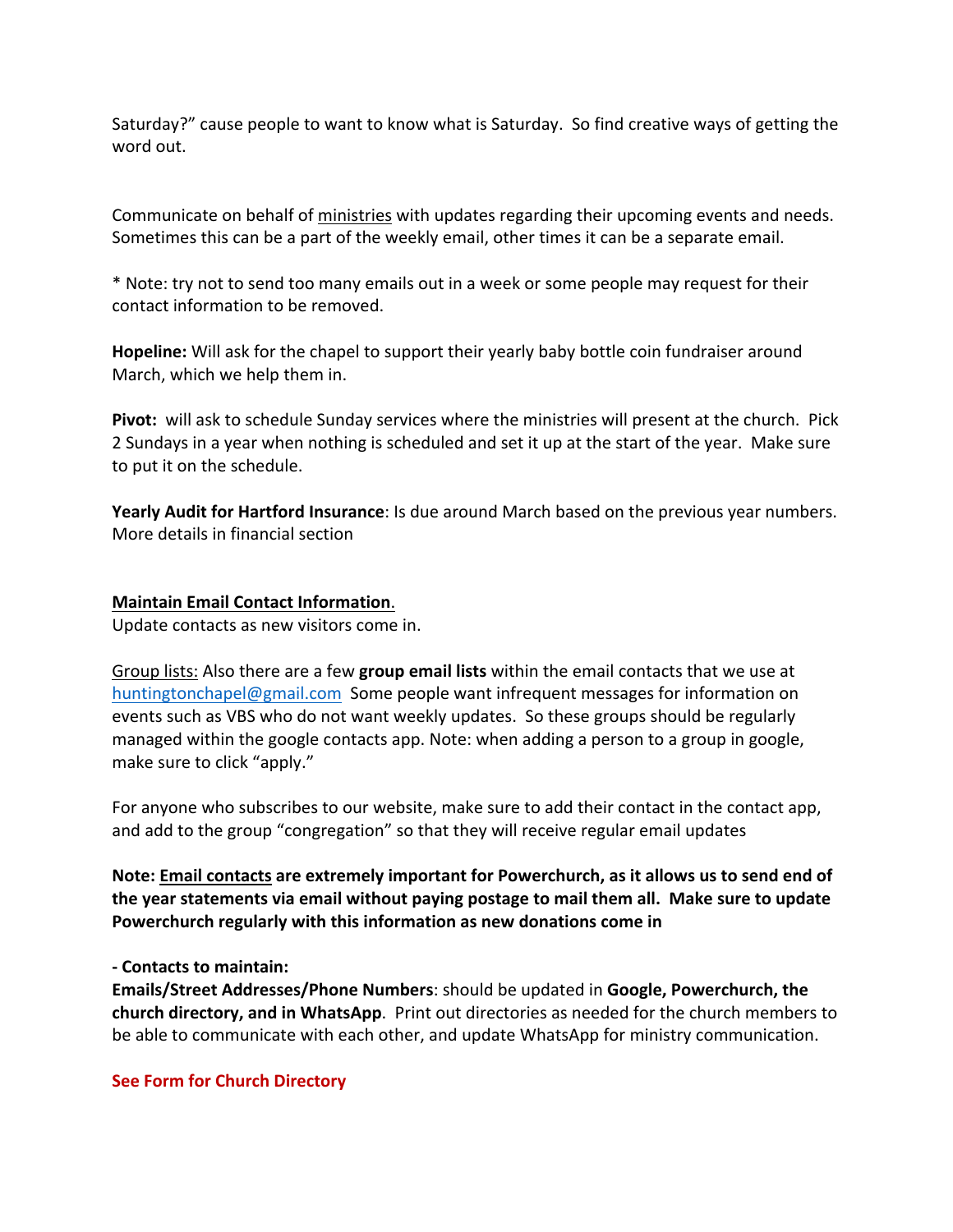Saturday?" cause people to want to know what is Saturday. So find creative ways of getting the word out.

Communicate on behalf of ministries with updates regarding their upcoming events and needs. Sometimes this can be a part of the weekly email, other times it can be a separate email.

* Note: try not to send too many emails out in a week or some people may request for their contact information to be removed.

**Hopeline:** Will ask for the chapel to support their yearly baby bottle coin fundraiser around March, which we help them in.

**Pivot:** will ask to schedule Sunday services where the ministries will present at the church. Pick 2 Sundays in a year when nothing is scheduled and set it up at the start of the year. Make sure to put it on the schedule.

**Yearly Audit for Hartford Insurance**: Is due around March based on the previous year numbers. More details in financial section

**Maintain Email Contact Information.**

Update contacts as new visitors come in.

Group lists: Also there are a few **group email lists** within the email contacts that we use at huntingtonchapel@gmail.com Some people want infrequent messages for information on events such as VBS who do not want weekly updates. So these groups should be regularly managed within the google contacts app. Note: when adding a person to a group in google, make sure to click "apply."

For anyone who subscribes to our website, make sure to add their contact in the contact app, and add to the group "congregation" so that they will receive regular email updates

**Note: Email contacts are extremely important for Powerchurch, as it allows us to send end of the year statements via email without paying postage to mail them all. Make sure to update Powerchurch regularly with this information as new donations come in**

**- Contacts to maintain:**

**Emails/Street Addresses/Phone Numbers**: should be updated in **Google, Powerchurch, the church directory, and in WhatsApp**. Print out directories as needed for the church members to be able to communicate with each other, and update WhatsApp for ministry communication.

**See Form for Church Directory**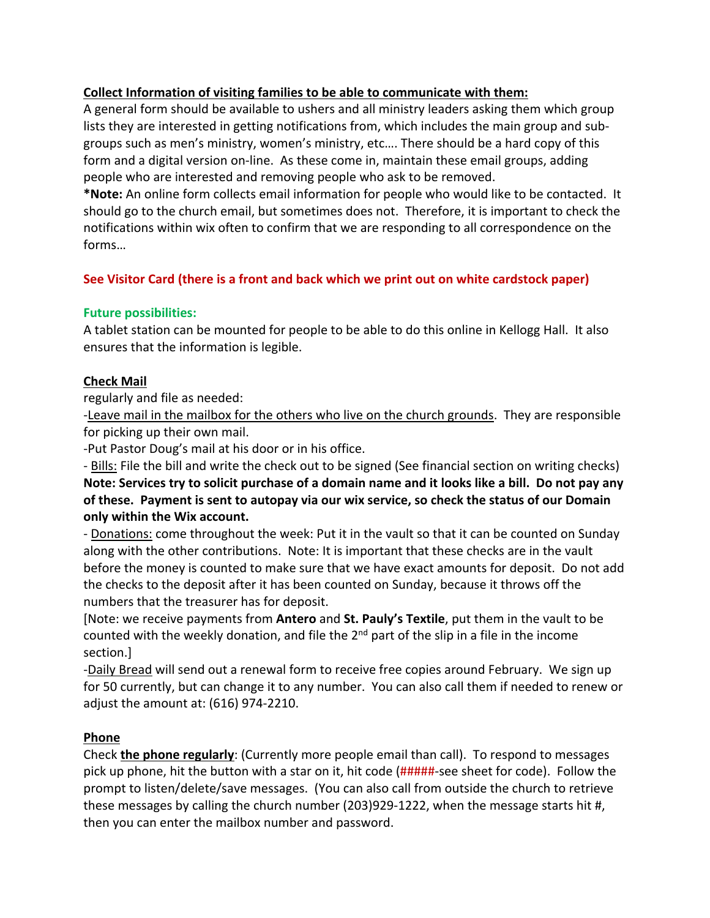**<u>Collect Information of visiting families to be able to communicate with them:</u>**

A general form should be available to ushers and all ministry leaders asking them which group lists they are interested in getting notifications from, which includes the main group and sub-groups such as men's ministry, women's ministry, etc…. There should be a hard copy of this form and a digital version on-line. As these come in, maintain these email groups, adding people who are interested and removing people who ask to be removed.

***Note:** An online form collects email information for people who would like to be contacted. It should go to the church email, but sometimes does not. Therefore, it is important to check the notifications within wix often to confirm that we are responding to all correspondence on the forms…

**See Visitor Card (there is a front and back which we print out on white cardstock paper)**

**Future possibilities:**

A tablet station can be mounted for people to be able to do this online in Kellogg Hall. It also ensures that the information is legible.

**<u>Check Mail</u>**

regularly and file as needed:

-<u>Leave mail in the mailbox for the others who live on the church grounds</u>. They are responsible for picking up their own mail.

-Put Pastor Doug's mail at his door or in his office.

- <u>Bills:</u> File the bill and write the check out to be signed (See financial section on writing checks)

**Note: Services try to solicit purchase of a domain name and it looks like a bill. Do not pay any of these. Payment is sent to autopay via our wix service, so check the status of our Domain only within the Wix account.**

- <u>Donations:</u> come throughout the week: Put it in the vault so that it can be counted on Sunday along with the other contributions. Note: It is important that these checks are in the vault before the money is counted to make sure that we have exact amounts for deposit. Do not add the checks to the deposit after it has been counted on Sunday, because it throws off the numbers that the treasurer has for deposit.

[Note: we receive payments from **Antero** and **St. Pauly's Textile**, put them in the vault to be counted with the weekly donation, and file the 2nd part of the slip in a file in the income section.]

-<u>Daily Bread</u> will send out a renewal form to receive free copies around February. We sign up for 50 currently, but can change it to any number. You can also call them if needed to renew or adjust the amount at: (616) 974-2210.

**<u>Phone</u>**

Check **<u>the phone regularly</u>**: (Currently more people email than call). To respond to messages pick up phone, hit the button with a star on it, hit code (#####-see sheet for code). Follow the prompt to listen/delete/save messages. (You can also call from outside the church to retrieve these messages by calling the church number (203)929-1222, when the message starts hit #, then you can enter the mailbox number and password.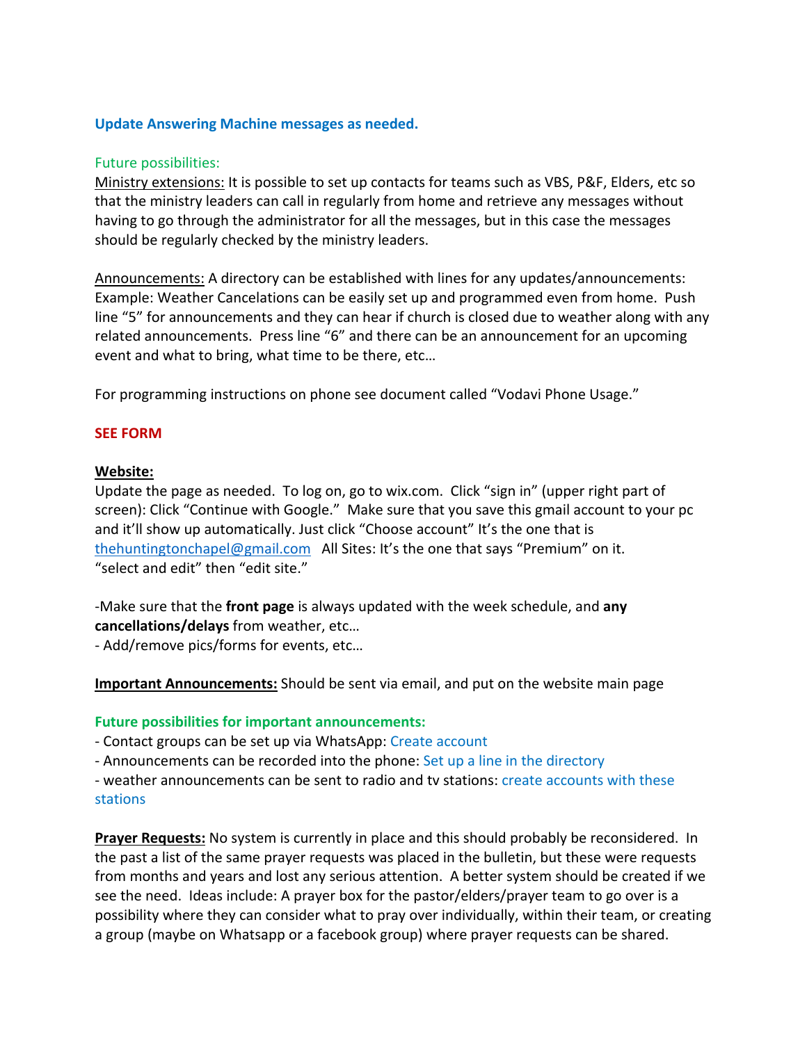**Update Answering Machine messages as needed.**

Future possibilities:

Ministry extensions: It is possible to set up contacts for teams such as VBS, P&F, Elders, etc so that the ministry leaders can call in regularly from home and retrieve any messages without having to go through the administrator for all the messages, but in this case the messages should be regularly checked by the ministry leaders.

Announcements: A directory can be established with lines for any updates/announcements: Example: Weather Cancelations can be easily set up and programmed even from home. Push line "5" for announcements and they can hear if church is closed due to weather along with any related announcements. Press line "6" and there can be an announcement for an upcoming event and what to bring, what time to be there, etc…

For programming instructions on phone see document called "Vodavi Phone Usage."

**SEE FORM**

**Website:**

Update the page as needed. To log on, go to wix.com. Click "sign in" (upper right part of screen): Click "Continue with Google." Make sure that you save this gmail account to your pc and it'll show up automatically. Just click "Choose account" It's the one that is thehuntingtonchapel@gmail.com All Sites: It's the one that says "Premium" on it. "select and edit" then "edit site."

-Make sure that the **front page** is always updated with the week schedule, and **any cancellations/delays** from weather, etc…
- Add/remove pics/forms for events, etc…

**Important Announcements:** Should be sent via email, and put on the website main page

**Future possibilities for important announcements:**

- Contact groups can be set up via WhatsApp: Create account
- Announcements can be recorded into the phone: Set up a line in the directory
- weather announcements can be sent to radio and tv stations: create accounts with these stations

**Prayer Requests:** No system is currently in place and this should probably be reconsidered. In the past a list of the same prayer requests was placed in the bulletin, but these were requests from months and years and lost any serious attention. A better system should be created if we see the need. Ideas include: A prayer box for the pastor/elders/prayer team to go over is a possibility where they can consider what to pray over individually, within their team, or creating a group (maybe on Whatsapp or a facebook group) where prayer requests can be shared.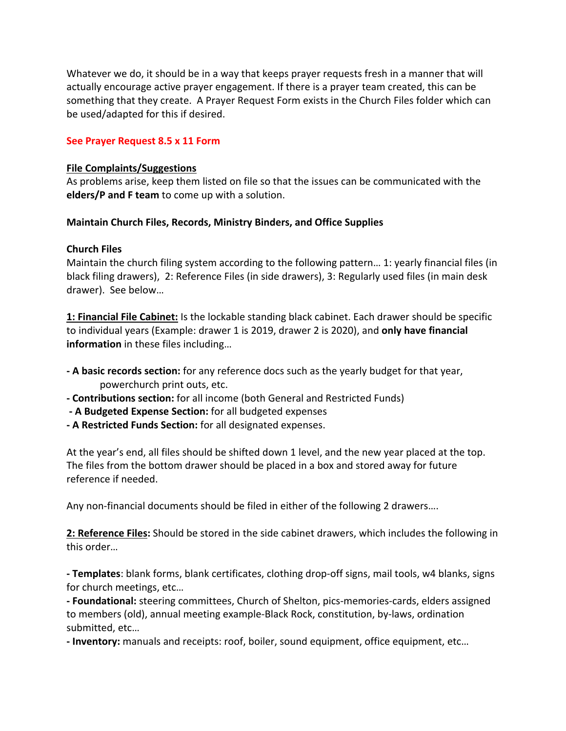Whatever we do, it should be in a way that keeps prayer requests fresh in a manner that will actually encourage active prayer engagement. If there is a prayer team created, this can be something that they create. A Prayer Request Form exists in the Church Files folder which can be used/adapted for this if desired.

**See Prayer Request 8.5 x 11 Form**

**File Complaints/Suggestions**

As problems arise, keep them listed on file so that the issues can be communicated with the **elders/P and F team** to come up with a solution.

**Maintain Church Files, Records, Ministry Binders, and Office Supplies**

**Church Files**

Maintain the church filing system according to the following pattern… 1: yearly financial files (in black filing drawers), 2: Reference Files (in side drawers), 3: Regularly used files (in main desk drawer). See below…

**1: Financial File Cabinet:** Is the lockable standing black cabinet. Each drawer should be specific to individual years (Example: drawer 1 is 2019, drawer 2 is 2020), and **only have financial information** in these files including…

- **A basic records section:** for any reference docs such as the yearly budget for that year, powerchurch print outs, etc.
- **Contributions section:** for all income (both General and Restricted Funds)
- **A Budgeted Expense Section:** for all budgeted expenses
- **A Restricted Funds Section:** for all designated expenses.

At the year's end, all files should be shifted down 1 level, and the new year placed at the top. The files from the bottom drawer should be placed in a box and stored away for future reference if needed.

Any non-financial documents should be filed in either of the following 2 drawers….

**2: Reference Files:** Should be stored in the side cabinet drawers, which includes the following in this order…

- **Templates**: blank forms, blank certificates, clothing drop-off signs, mail tools, w4 blanks, signs for church meetings, etc…
- **Foundational:** steering committees, Church of Shelton, pics-memories-cards, elders assigned to members (old), annual meeting example-Black Rock, constitution, by-laws, ordination submitted, etc…
- **Inventory:** manuals and receipts: roof, boiler, sound equipment, office equipment, etc…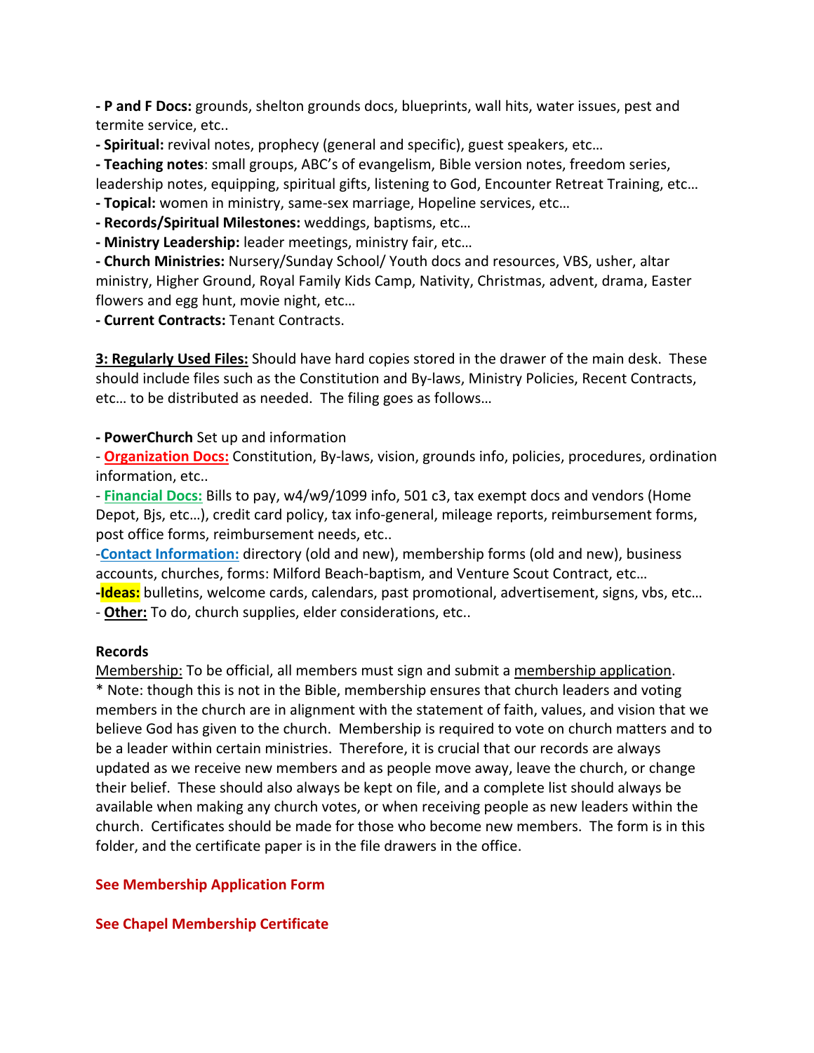**- P and F Docs:** grounds, shelton grounds docs, blueprints, wall hits, water issues, pest and termite service, etc..

**- Spiritual:** revival notes, prophecy (general and specific), guest speakers, etc…

**- Teaching notes**: small groups, ABC's of evangelism, Bible version notes, freedom series, leadership notes, equipping, spiritual gifts, listening to God, Encounter Retreat Training, etc…

**- Topical:** women in ministry, same-sex marriage, Hopeline services, etc…

**- Records/Spiritual Milestones:** weddings, baptisms, etc…

**- Ministry Leadership:** leader meetings, ministry fair, etc…

**- Church Ministries:** Nursery/Sunday School/ Youth docs and resources, VBS, usher, altar ministry, Higher Ground, Royal Family Kids Camp, Nativity, Christmas, advent, drama, Easter flowers and egg hunt, movie night, etc…

**- Current Contracts:** Tenant Contracts.

**3: Regularly Used Files:** Should have hard copies stored in the drawer of the main desk. These should include files such as the Constitution and By-laws, Ministry Policies, Recent Contracts, etc… to be distributed as needed. The filing goes as follows…

**- PowerChurch** Set up and information

- **Organization Docs:** Constitution, By-laws, vision, grounds info, policies, procedures, ordination information, etc..

- **Financial Docs:** Bills to pay, w4/w9/1099 info, 501 c3, tax exempt docs and vendors (Home Depot, Bjs, etc…), credit card policy, tax info-general, mileage reports, reimbursement forms, post office forms, reimbursement needs, etc..

-**Contact Information:** directory (old and new), membership forms (old and new), business accounts, churches, forms: Milford Beach-baptism, and Venture Scout Contract, etc…

-**Ideas:** bulletins, welcome cards, calendars, past promotional, advertisement, signs, vbs, etc…

- **Other:** To do, church supplies, elder considerations, etc..

**Records**

Membership: To be official, all members must sign and submit a membership application.
* Note: though this is not in the Bible, membership ensures that church leaders and voting members in the church are in alignment with the statement of faith, values, and vision that we believe God has given to the church. Membership is required to vote on church matters and to be a leader within certain ministries. Therefore, it is crucial that our records are always updated as we receive new members and as people move away, leave the church, or change their belief. These should also always be kept on file, and a complete list should always be available when making any church votes, or when receiving people as new leaders within the church. Certificates should be made for those who become new members. The form is in this folder, and the certificate paper is in the file drawers in the office.

**See Membership Application Form**

**See Chapel Membership Certificate**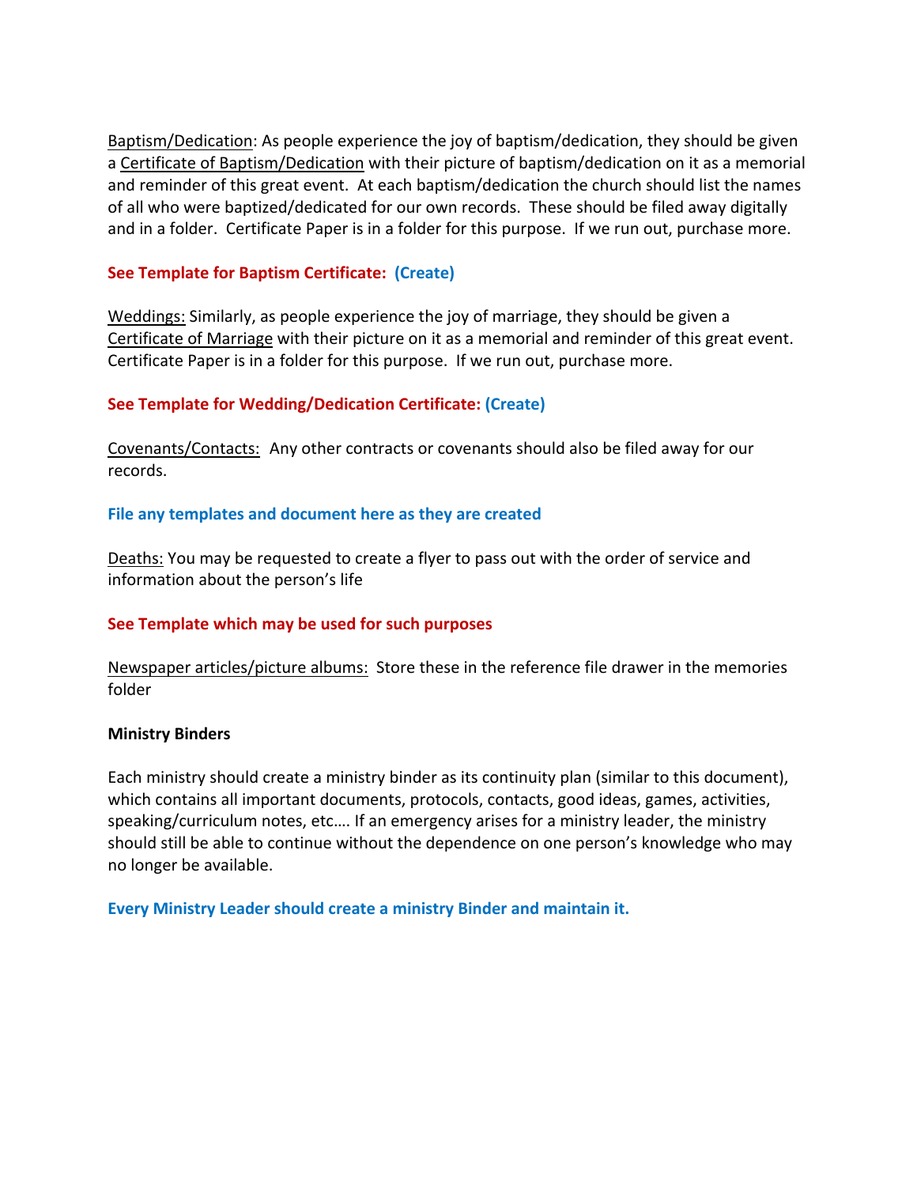Baptism/Dedication: As people experience the joy of baptism/dedication, they should be given a Certificate of Baptism/Dedication with their picture of baptism/dedication on it as a memorial and reminder of this great event. At each baptism/dedication the church should list the names of all who were baptized/dedicated for our own records. These should be filed away digitally and in a folder. Certificate Paper is in a folder for this purpose. If we run out, purchase more.

**See Template for Baptism Certificate: (Create)**

Weddings: Similarly, as people experience the joy of marriage, they should be given a Certificate of Marriage with their picture on it as a memorial and reminder of this great event. Certificate Paper is in a folder for this purpose. If we run out, purchase more.

**See Template for Wedding/Dedication Certificate: (Create)**

Covenants/Contacts: Any other contracts or covenants should also be filed away for our records.

**File any templates and document here as they are created**

Deaths: You may be requested to create a flyer to pass out with the order of service and information about the person's life

**See Template which may be used for such purposes**

Newspaper articles/picture albums: Store these in the reference file drawer in the memories folder

**Ministry Binders**

Each ministry should create a ministry binder as its continuity plan (similar to this document), which contains all important documents, protocols, contacts, good ideas, games, activities, speaking/curriculum notes, etc…. If an emergency arises for a ministry leader, the ministry should still be able to continue without the dependence on one person's knowledge who may no longer be available.

**Every Ministry Leader should create a ministry Binder and maintain it.**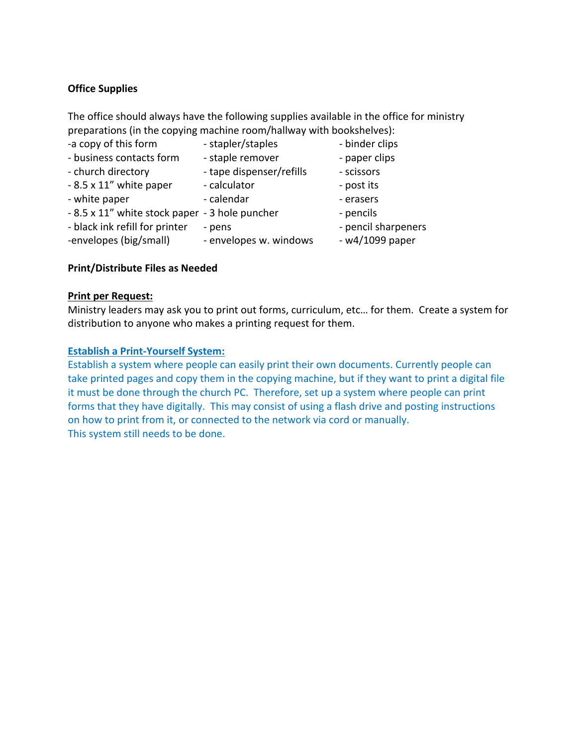**Office Supplies**

The office should always have the following supplies available in the office for ministry preparations (in the copying machine room/hallway with bookshelves):

- a copy of this form
- business contacts form
- church directory
- 8.5 x 11" white paper
- white paper
- 8.5 x 11" white stock paper
- black ink refill for printer
- envelopes (big/small)
- stapler/staples
- staple remover
- tape dispenser/refills
- calculator
- calendar
- 3 hole puncher
- pens
- envelopes w. windows
- binder clips
- paper clips
- scissors
- post its
- erasers
- pencils
- pencil sharpeners
- w4/1099 paper

**Print/Distribute Files as Needed**

**Print per Request:**

Ministry leaders may ask you to print out forms, curriculum, etc… for them. Create a system for distribution to anyone who makes a printing request for them.

**Establish a Print-Yourself System:**

Establish a system where people can easily print their own documents. Currently people can take printed pages and copy them in the copying machine, but if they want to print a digital file it must be done through the church PC. Therefore, set up a system where people can print forms that they have digitally. This may consist of using a flash drive and posting instructions on how to print from it, or connected to the network via cord or manually.

This system still needs to be done.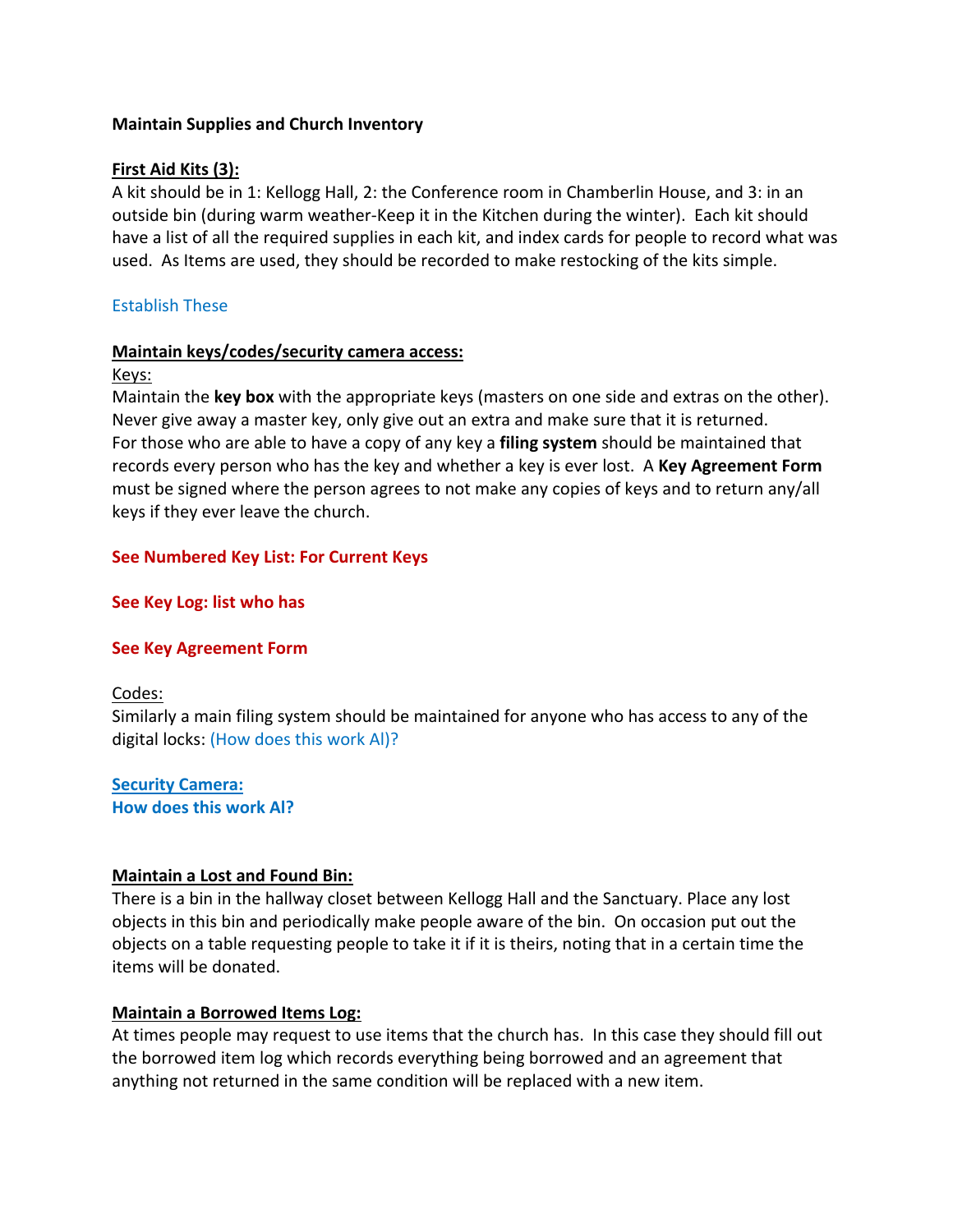**Maintain Supplies and Church Inventory**

**First Aid Kits (3):**

A kit should be in 1: Kellogg Hall, 2: the Conference room in Chamberlin House, and 3: in an outside bin (during warm weather-Keep it in the Kitchen during the winter). Each kit should have a list of all the required supplies in each kit, and index cards for people to record what was used. As Items are used, they should be recorded to make restocking of the kits simple.

Establish These

**Maintain keys/codes/security camera access:**

Keys:

Maintain the **key box** with the appropriate keys (masters on one side and extras on the other). Never give away a master key, only give out an extra and make sure that it is returned. For those who are able to have a copy of any key a **filing system** should be maintained that records every person who has the key and whether a key is ever lost. A **Key Agreement Form** must be signed where the person agrees to not make any copies of keys and to return any/all keys if they ever leave the church.

**See Numbered Key List: For Current Keys**

**See Key Log: list who has**

**See Key Agreement Form**

Codes:

Similarly a main filing system should be maintained for anyone who has access to any of the digital locks: (How does this work Al)?

**Security Camera:**

**How does this work Al?**

**Maintain a Lost and Found Bin:**

There is a bin in the hallway closet between Kellogg Hall and the Sanctuary. Place any lost objects in this bin and periodically make people aware of the bin. On occasion put out the objects on a table requesting people to take it if it is theirs, noting that in a certain time the items will be donated.

**Maintain a Borrowed Items Log:**

At times people may request to use items that the church has. In this case they should fill out the borrowed item log which records everything being borrowed and an agreement that anything not returned in the same condition will be replaced with a new item.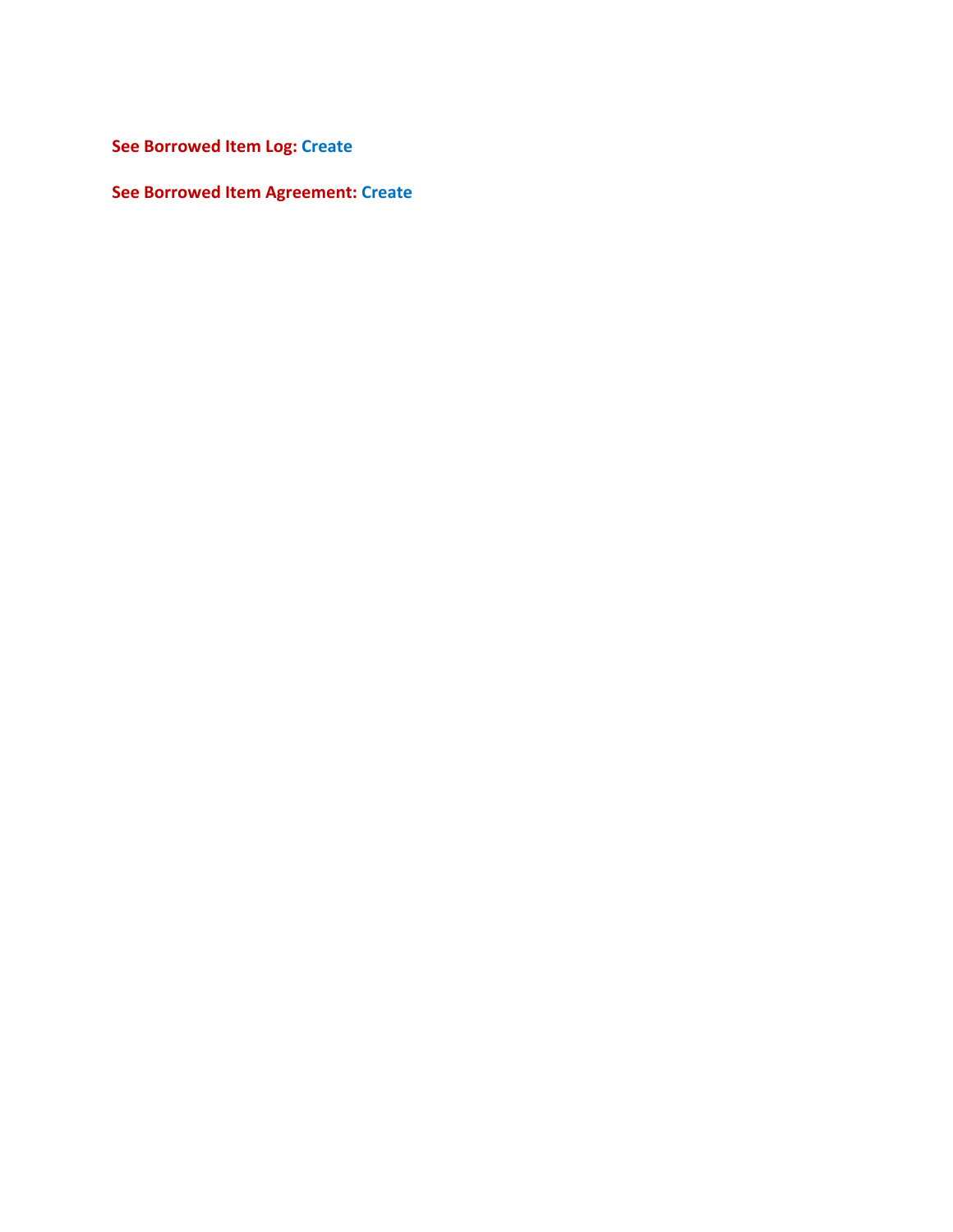**See Borrowed Item Log:** **Create**

**See Borrowed Item Agreement:** **Create**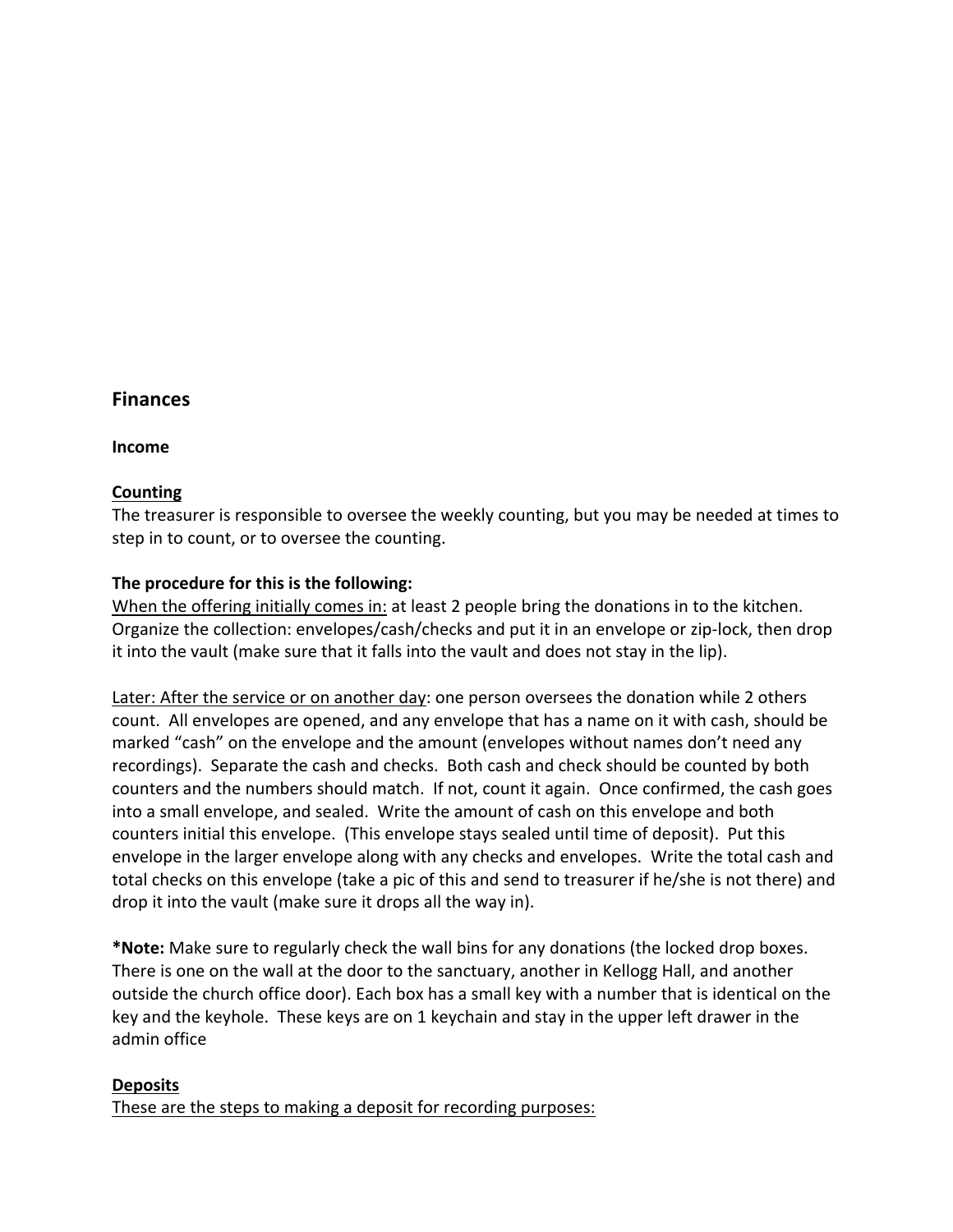## Finances

### Income

**Counting**

The treasurer is responsible to oversee the weekly counting, but you may be needed at times to step in to count, or to oversee the counting.

**The procedure for this is the following:**

When the offering initially comes in: at least 2 people bring the donations in to the kitchen. Organize the collection: envelopes/cash/checks and put it in an envelope or zip-lock, then drop it into the vault (make sure that it falls into the vault and does not stay in the lip).

Later: After the service or on another day: one person oversees the donation while 2 others count. All envelopes are opened, and any envelope that has a name on it with cash, should be marked "cash" on the envelope and the amount (envelopes without names don't need any recordings). Separate the cash and checks. Both cash and check should be counted by both counters and the numbers should match. If not, count it again. Once confirmed, the cash goes into a small envelope, and sealed. Write the amount of cash on this envelope and both counters initial this envelope. (This envelope stays sealed until time of deposit). Put this envelope in the larger envelope along with any checks and envelopes. Write the total cash and total checks on this envelope (take a pic of this and send to treasurer if he/she is not there) and drop it into the vault (make sure it drops all the way in).

***Note:** Make sure to regularly check the wall bins for any donations (the locked drop boxes. There is one on the wall at the door to the sanctuary, another in Kellogg Hall, and another outside the church office door). Each box has a small key with a number that is identical on the key and the keyhole. These keys are on 1 keychain and stay in the upper left drawer in the admin office

**Deposits**

These are the steps to making a deposit for recording purposes: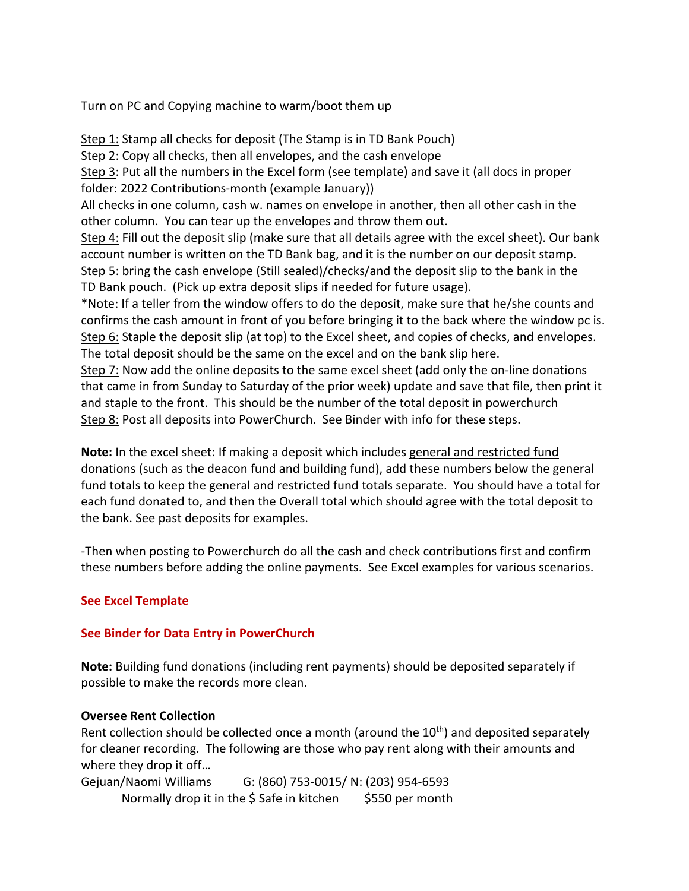Turn on PC and Copying machine to warm/boot them up

<u>Step 1:</u> Stamp all checks for deposit (The Stamp is in TD Bank Pouch)
<u>Step 2:</u> Copy all checks, then all envelopes, and the cash envelope
<u>Step 3</u>: Put all the numbers in the Excel form (see template) and save it (all docs in proper folder: 2022 Contributions-month (example January))
All checks in one column, cash w. names on envelope in another, then all other cash in the other column. You can tear up the envelopes and throw them out.
<u>Step 4:</u> Fill out the deposit slip (make sure that all details agree with the excel sheet). Our bank account number is written on the TD Bank bag, and it is the number on our deposit stamp.
<u>Step 5:</u> bring the cash envelope (Still sealed)/checks/and the deposit slip to the bank in the TD Bank pouch. (Pick up extra deposit slips if needed for future usage).
*Note: If a teller from the window offers to do the deposit, make sure that he/she counts and confirms the cash amount in front of you before bringing it to the back where the window pc is.
<u>Step 6:</u> Staple the deposit slip (at top) to the Excel sheet, and copies of checks, and envelopes. The total deposit should be the same on the excel and on the bank slip here.
<u>Step 7:</u> Now add the online deposits to the same excel sheet (add only the on-line donations that came in from Sunday to Saturday of the prior week) update and save that file, then print it and staple to the front. This should be the number of the total deposit in powerchurch
<u>Step 8:</u> Post all deposits into PowerChurch. See Binder with info for these steps.

**Note:** In the excel sheet: If making a deposit which includes <u>general and restricted fund donations</u> (such as the deacon fund and building fund), add these numbers below the general fund totals to keep the general and restricted fund totals separate. You should have a total for each fund donated to, and then the Overall total which should agree with the total deposit to the bank. See past deposits for examples.

-Then when posting to Powerchurch do all the cash and check contributions first and confirm these numbers before adding the online payments. See Excel examples for various scenarios.

**See Excel Template**

**See Binder for Data Entry in PowerChurch**

**Note:** Building fund donations (including rent payments) should be deposited separately if possible to make the records more clean.

**<u>Oversee Rent Collection</u>**

Rent collection should be collected once a month (around the 10th) and deposited separately for cleaner recording. The following are those who pay rent along with their amounts and where they drop it off…

Gejuan/Naomi Williams G: (860) 753-0015/ N: (203) 954-6593
Normally drop it in the $ Safe in kitchen $550 per month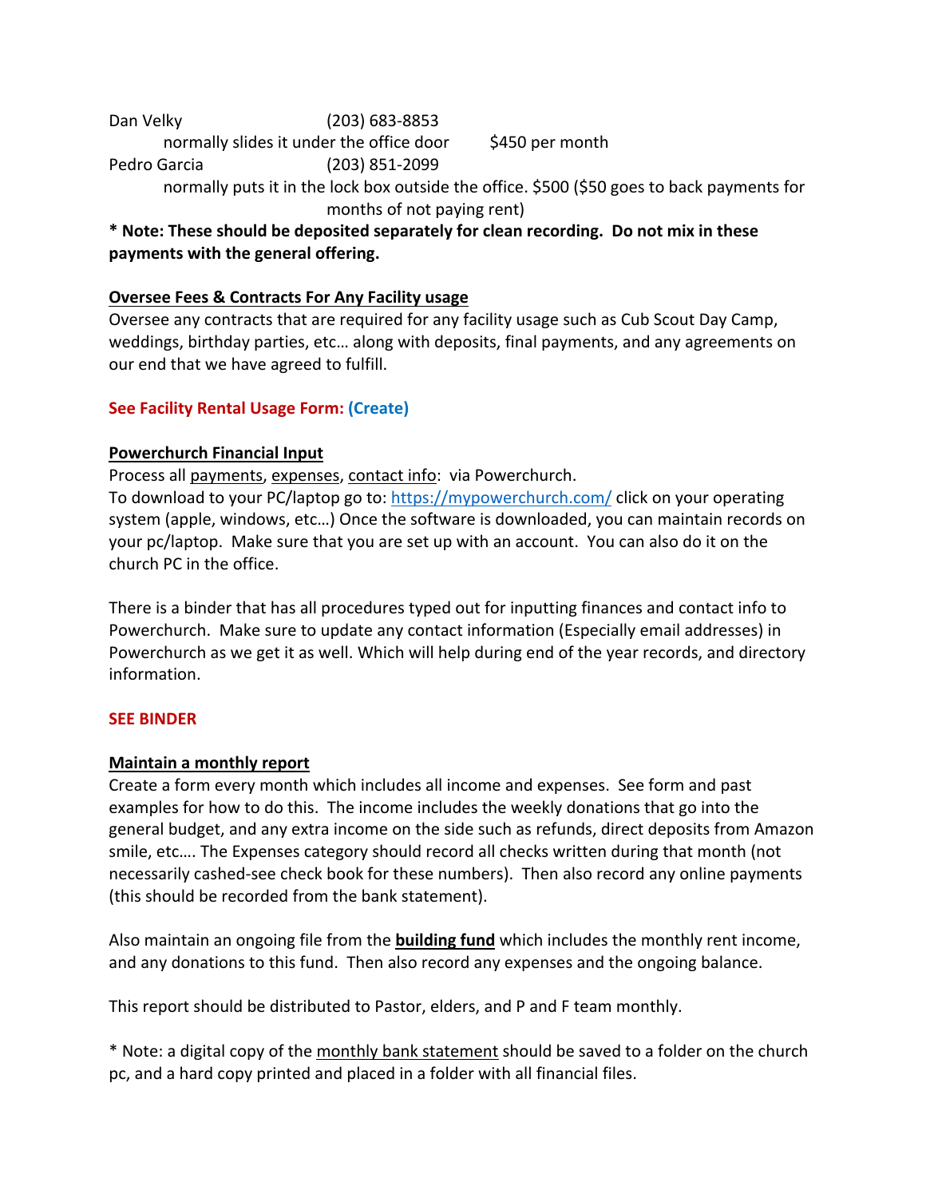Dan Velky (203) 683-8853

normally slides it under the office door $450 per month

Pedro Garcia (203) 851-2099

normally puts it in the lock box outside the office. $500 ($50 goes to back payments for months of not paying rent)

**\* Note: These should be deposited separately for clean recording. Do not mix in these payments with the general offering.**

**Oversee Fees & Contracts For Any Facility usage**

Oversee any contracts that are required for any facility usage such as Cub Scout Day Camp, weddings, birthday parties, etc… along with deposits, final payments, and any agreements on our end that we have agreed to fulfill.

**See Facility Rental Usage Form: (Create)**

**Powerchurch Financial Input**

Process all payments, expenses, contact info: via Powerchurch.
To download to your PC/laptop go to: https://mypowerchurch.com/ click on your operating system (apple, windows, etc…) Once the software is downloaded, you can maintain records on your pc/laptop. Make sure that you are set up with an account. You can also do it on the church PC in the office.

There is a binder that has all procedures typed out for inputting finances and contact info to Powerchurch. Make sure to update any contact information (Especially email addresses) in Powerchurch as we get it as well. Which will help during end of the year records, and directory information.

**SEE BINDER**

**Maintain a monthly report**

Create a form every month which includes all income and expenses. See form and past examples for how to do this. The income includes the weekly donations that go into the general budget, and any extra income on the side such as refunds, direct deposits from Amazon smile, etc…. The Expenses category should record all checks written during that month (not necessarily cashed-see check book for these numbers). Then also record any online payments (this should be recorded from the bank statement).

Also maintain an ongoing file from the **building fund** which includes the monthly rent income, and any donations to this fund. Then also record any expenses and the ongoing balance.

This report should be distributed to Pastor, elders, and P and F team monthly.

\* Note: a digital copy of the monthly bank statement should be saved to a folder on the church pc, and a hard copy printed and placed in a folder with all financial files.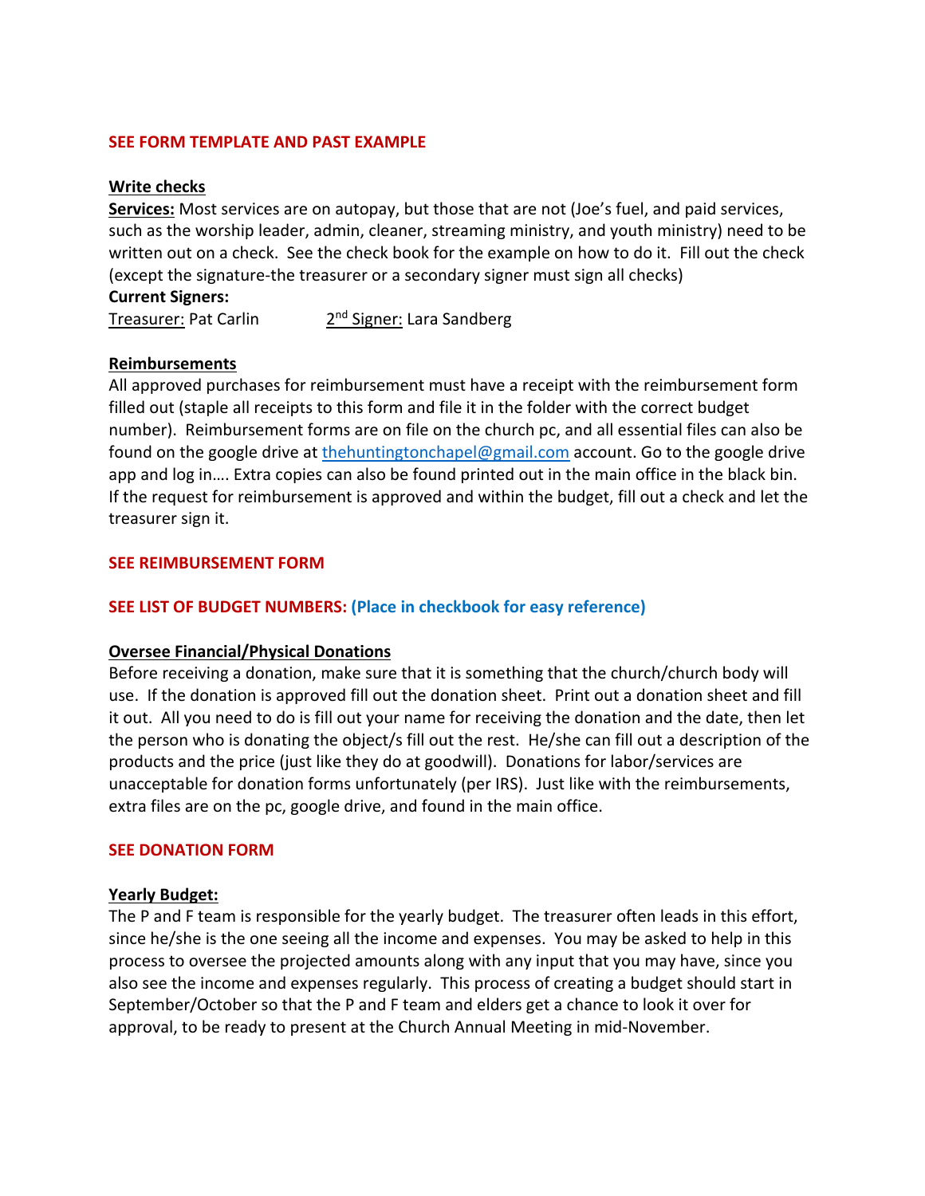**SEE FORM TEMPLATE AND PAST EXAMPLE**

**Write checks**

**Services:** Most services are on autopay, but those that are not (Joe's fuel, and paid services, such as the worship leader, admin, cleaner, streaming ministry, and youth ministry) need to be written out on a check. See the check book for the example on how to do it. Fill out the check (except the signature-the treasurer or a secondary signer must sign all checks)

**Current Signers:**

Treasurer: Pat Carlin    2nd Signer: Lara Sandberg

**Reimbursements**

All approved purchases for reimbursement must have a receipt with the reimbursement form filled out (staple all receipts to this form and file it in the folder with the correct budget number). Reimbursement forms are on file on the church pc, and all essential files can also be found on the google drive at thehuntingtonchapel@gmail.com account. Go to the google drive app and log in…. Extra copies can also be found printed out in the main office in the black bin. If the request for reimbursement is approved and within the budget, fill out a check and let the treasurer sign it.

**SEE REIMBURSEMENT FORM**

**SEE LIST OF BUDGET NUMBERS: (Place in checkbook for easy reference)**

**Oversee Financial/Physical Donations**

Before receiving a donation, make sure that it is something that the church/church body will use. If the donation is approved fill out the donation sheet. Print out a donation sheet and fill it out. All you need to do is fill out your name for receiving the donation and the date, then let the person who is donating the object/s fill out the rest. He/she can fill out a description of the products and the price (just like they do at goodwill). Donations for labor/services are unacceptable for donation forms unfortunately (per IRS). Just like with the reimbursements, extra files are on the pc, google drive, and found in the main office.

**SEE DONATION FORM**

**Yearly Budget:**

The P and F team is responsible for the yearly budget. The treasurer often leads in this effort, since he/she is the one seeing all the income and expenses. You may be asked to help in this process to oversee the projected amounts along with any input that you may have, since you also see the income and expenses regularly. This process of creating a budget should start in September/October so that the P and F team and elders get a chance to look it over for approval, to be ready to present at the Church Annual Meeting in mid-November.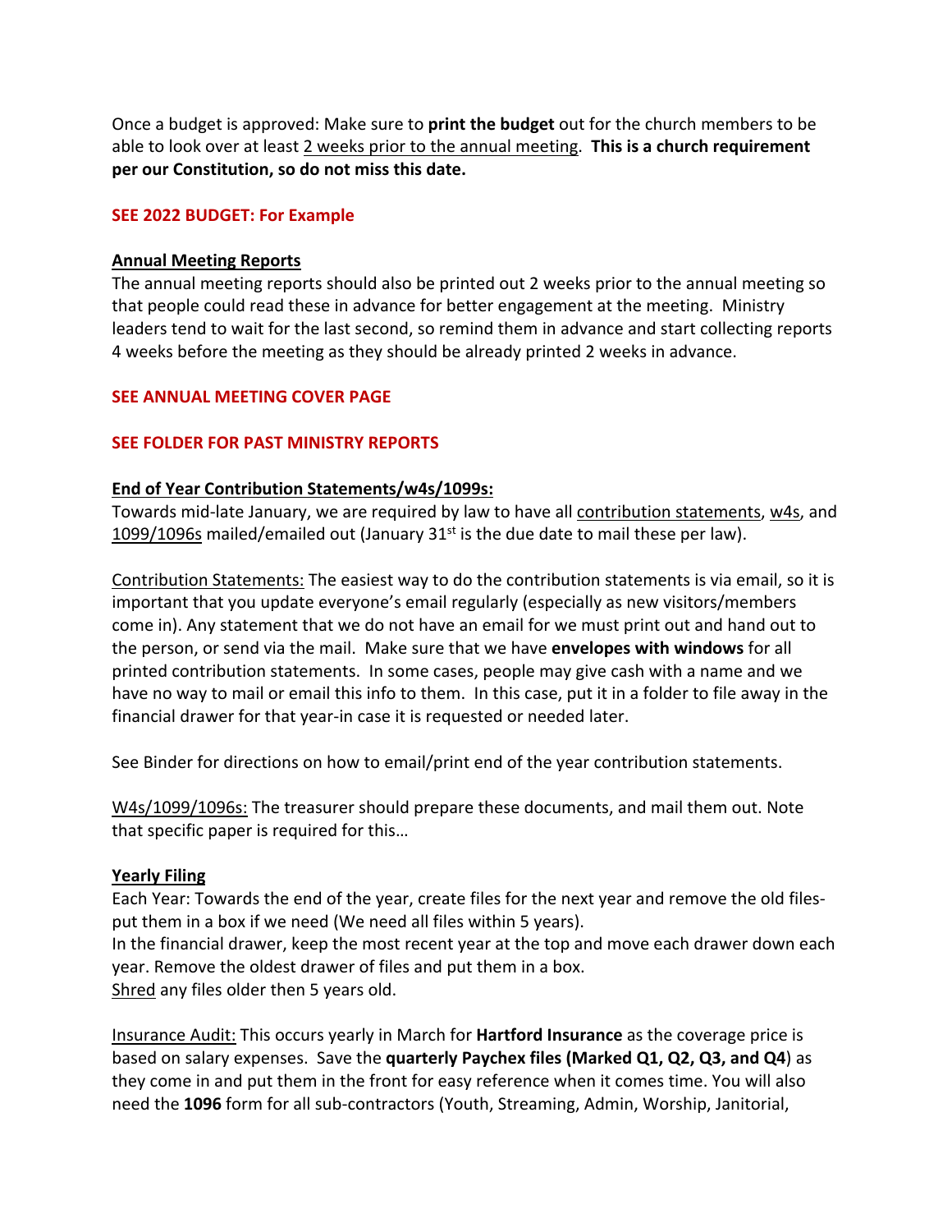Once a budget is approved: Make sure to **print the budget** out for the church members to be able to look over at least 2 weeks prior to the annual meeting. **This is a church requirement per our Constitution, so do not miss this date.**

**SEE 2022 BUDGET: For Example**

**Annual Meeting Reports**

The annual meeting reports should also be printed out 2 weeks prior to the annual meeting so that people could read these in advance for better engagement at the meeting. Ministry leaders tend to wait for the last second, so remind them in advance and start collecting reports 4 weeks before the meeting as they should be already printed 2 weeks in advance.

**SEE ANNUAL MEETING COVER PAGE**

**SEE FOLDER FOR PAST MINISTRY REPORTS**

**End of Year Contribution Statements/w4s/1099s:**

Towards mid-late January, we are required by law to have all contribution statements, w4s, and 1099/1096s mailed/emailed out (January 31st is the due date to mail these per law).

Contribution Statements: The easiest way to do the contribution statements is via email, so it is important that you update everyone's email regularly (especially as new visitors/members come in). Any statement that we do not have an email for we must print out and hand out to the person, or send via the mail. Make sure that we have **envelopes with windows** for all printed contribution statements. In some cases, people may give cash with a name and we have no way to mail or email this info to them. In this case, put it in a folder to file away in the financial drawer for that year-in case it is requested or needed later.

See Binder for directions on how to email/print end of the year contribution statements.

W4s/1099/1096s: The treasurer should prepare these documents, and mail them out. Note that specific paper is required for this…

**Yearly Filing**

Each Year: Towards the end of the year, create files for the next year and remove the old files-put them in a box if we need (We need all files within 5 years).
In the financial drawer, keep the most recent year at the top and move each drawer down each year. Remove the oldest drawer of files and put them in a box.
Shred any files older then 5 years old.

Insurance Audit: This occurs yearly in March for **Hartford Insurance** as the coverage price is based on salary expenses. Save the **quarterly Paychex files (Marked Q1, Q2, Q3, and Q4**) as they come in and put them in the front for easy reference when it comes time. You will also need the **1096** form for all sub-contractors (Youth, Streaming, Admin, Worship, Janitorial,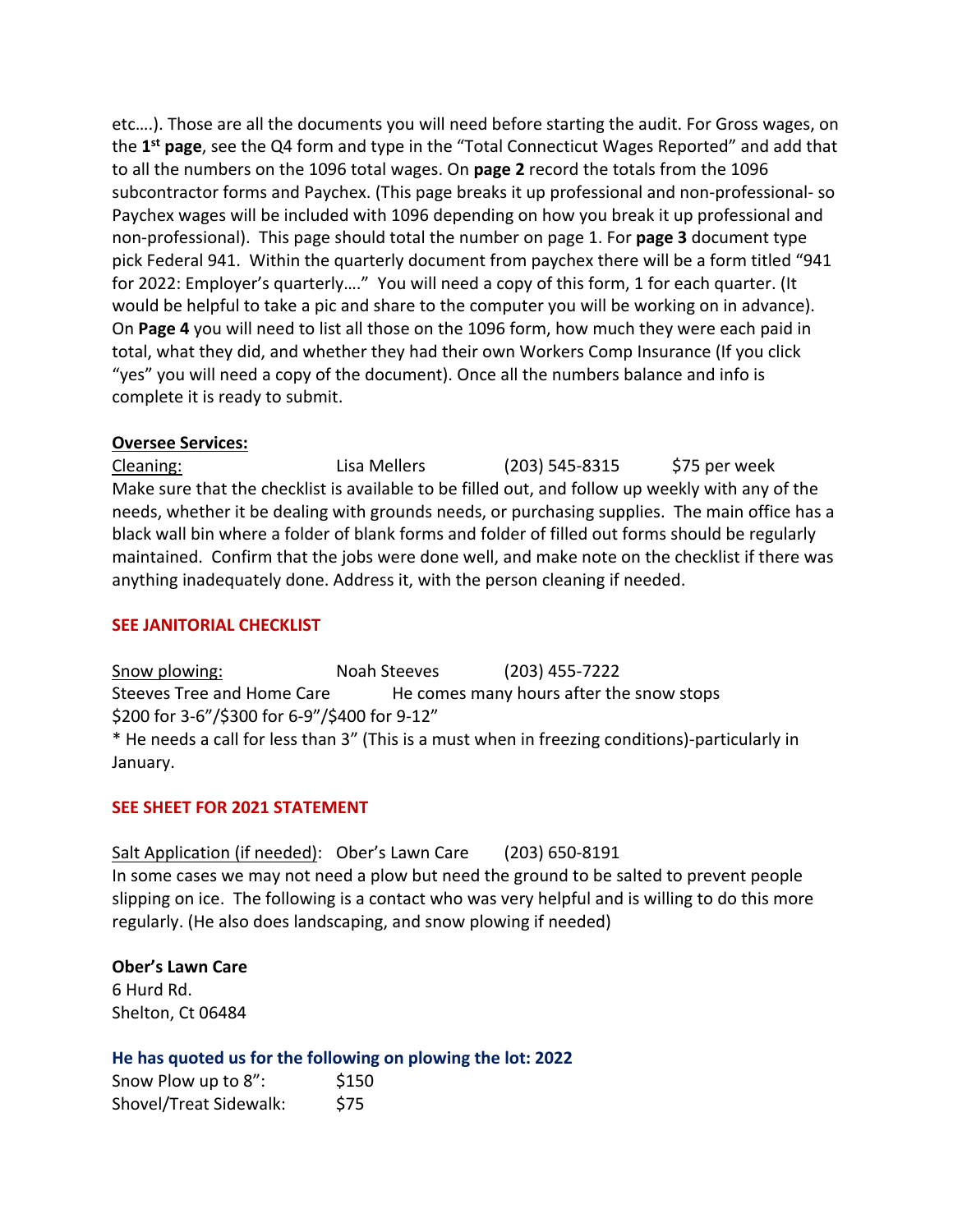etc….). Those are all the documents you will need before starting the audit. For Gross wages, on the 1st **page**, see the Q4 form and type in the "Total Connecticut Wages Reported" and add that to all the numbers on the 1096 total wages. On **page 2** record the totals from the 1096 subcontractor forms and Paychex. (This page breaks it up professional and non-professional- so Paychex wages will be included with 1096 depending on how you break it up professional and non-professional). This page should total the number on page 1. For **page 3** document type pick Federal 941. Within the quarterly document from paychex there will be a form titled "941 for 2022: Employer's quarterly…." You will need a copy of this form, 1 for each quarter. (It would be helpful to take a pic and share to the computer you will be working on in advance). On **Page 4** you will need to list all those on the 1096 form, how much they were each paid in total, what they did, and whether they had their own Workers Comp Insurance (If you click "yes" you will need a copy of the document). Once all the numbers balance and info is complete it is ready to submit.

**Oversee Services:**

Cleaning: Lisa Mellers (203) 545-8315 $75 per week

Make sure that the checklist is available to be filled out, and follow up weekly with any of the needs, whether it be dealing with grounds needs, or purchasing supplies. The main office has a black wall bin where a folder of blank forms and folder of filled out forms should be regularly maintained. Confirm that the jobs were done well, and make note on the checklist if there was anything inadequately done. Address it, with the person cleaning if needed.

**SEE JANITORIAL CHECKLIST**

Snow plowing: Noah Steeves (203) 455-7222

Steeves Tree and Home Care He comes many hours after the snow stops

$200 for 3-6"/$300 for 6-9"/$400 for 9-12"

* He needs a call for less than 3" (This is a must when in freezing conditions)-particularly in January.

**SEE SHEET FOR 2021 STATEMENT**

Salt Application (if needed): Ober's Lawn Care (203) 650-8191

In some cases we may not need a plow but need the ground to be salted to prevent people slipping on ice. The following is a contact who was very helpful and is willing to do this more regularly. (He also does landscaping, and snow plowing if needed)

**Ober's Lawn Care**
6 Hurd Rd.
Shelton, Ct 06484

**He has quoted us for the following on plowing the lot: 2022**

Snow Plow up to 8": $150
Shovel/Treat Sidewalk: $75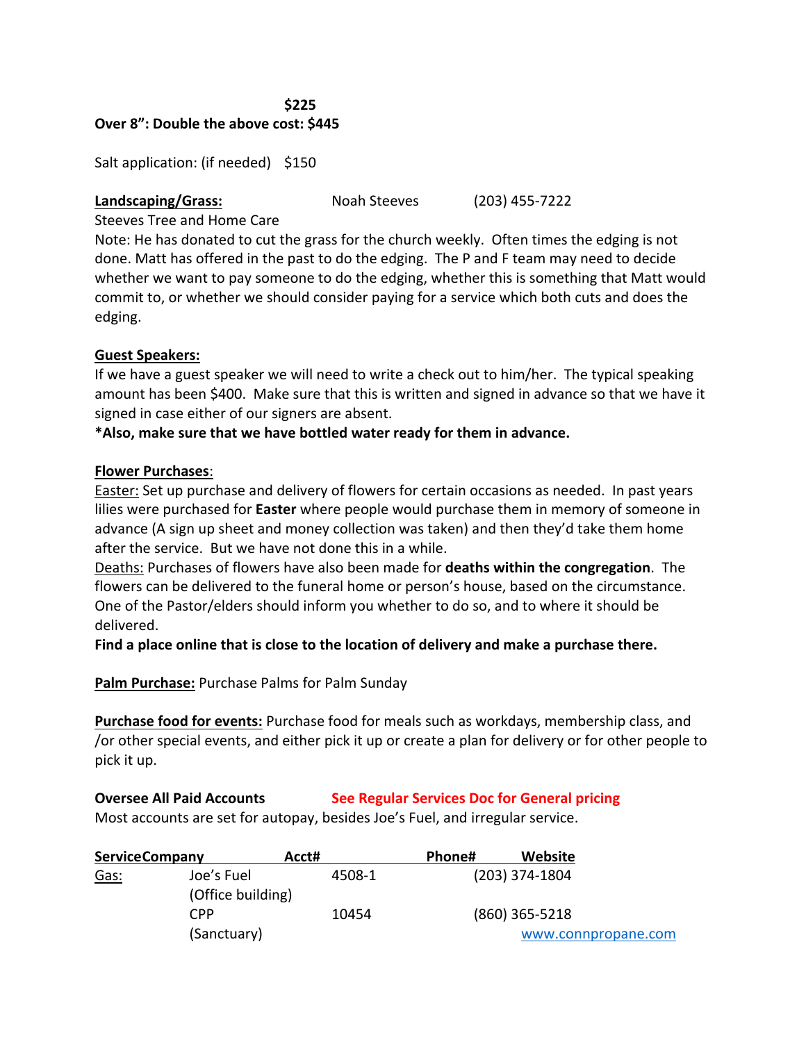**$225**

**Over 8": Double the above cost: $445**

Salt application: (if needed) $150

**Landscaping/Grass:** Noah Steeves (203) 455-7222

Steeves Tree and Home Care

Note: He has donated to cut the grass for the church weekly. Often times the edging is not done. Matt has offered in the past to do the edging. The P and F team may need to decide whether we want to pay someone to do the edging, whether this is something that Matt would commit to, or whether we should consider paying for a service which both cuts and does the edging.

**Guest Speakers:**

If we have a guest speaker we will need to write a check out to him/her. The typical speaking amount has been $400. Make sure that this is written and signed in advance so that we have it signed in case either of our signers are absent.

**\*Also, make sure that we have bottled water ready for them in advance.**

**Flower Purchases**:

Easter: Set up purchase and delivery of flowers for certain occasions as needed. In past years lilies were purchased for **Easter** where people would purchase them in memory of someone in advance (A sign up sheet and money collection was taken) and then they'd take them home after the service. But we have not done this in a while.

Deaths: Purchases of flowers have also been made for **deaths within the congregation**. The flowers can be delivered to the funeral home or person's house, based on the circumstance. One of the Pastor/elders should inform you whether to do so, and to where it should be delivered.

**Find a place online that is close to the location of delivery and make a purchase there.**

**Palm Purchase:** Purchase Palms for Palm Sunday

**Purchase food for events:** Purchase food for meals such as workdays, membership class, and /or other special events, and either pick it up or create a plan for delivery or for other people to pick it up.

**Oversee All Paid Accounts** See Regular Services Doc for General pricing

Most accounts are set for autopay, besides Joe's Fuel, and irregular service.

| Service | Company | Acct# | Phone# | Website |
|---|---|---|---|---|
| Gas: | Joe's Fuel (Office building) | 4508-1 | (203) 374-1804 | |
| | CPP (Sanctuary) | 10454 | (860) 365-5218 | www.connpropane.com |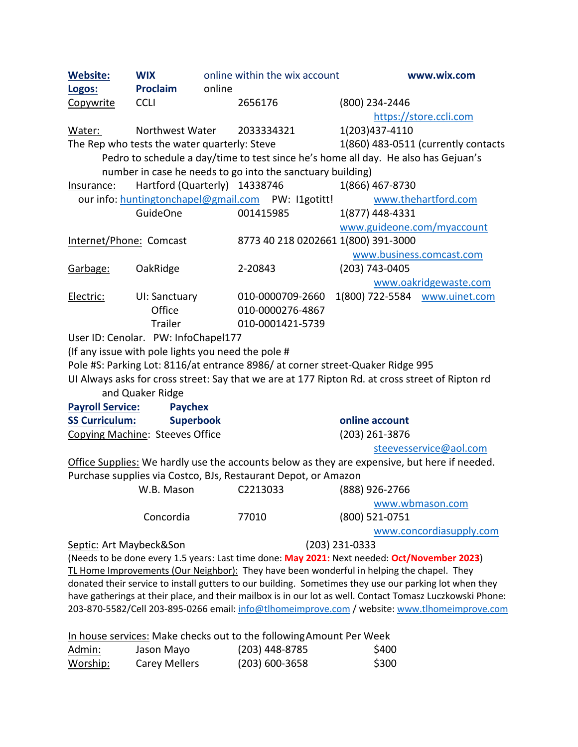**Website:** **WIX** online within the wix account **www.wix.com**
**Logos:** **Proclaim** online
Copywrite CCLI 2656176 (800) 234-2446
https://store.ccli.com

Water: Northwest Water 2033334321 1(203)437-4110
The Rep who tests the water quarterly: Steve 1(860) 483-0511 (currently contacts Pedro to schedule a day/time to test since he's home all day. He also has Gejuan's number in case he needs to go into the sanctuary building)

Insurance: Hartford (Quarterly) 14338746 1(866) 467-8730
our info: huntingtonchapel@gmail.com PW: I1gotitt! www.thehartford.com
GuideOne 001415985 1(877) 448-4331
www.guideone.com/myaccount

Internet/Phone: Comcast 8773 40 218 0202661 1(800) 391-3000
www.business.comcast.com

Garbage: OakRidge 2-20843 (203) 743-0405
www.oakridgewaste.com

Electric: UI: Sanctuary 010-0000709-2660 1(800) 722-5584 www.uinet.com
Office 010-0000276-4867
Trailer 010-0001421-5739

User ID: Cenolar. PW: InfoChapel177
(If any issue with pole lights you need the pole #
Pole #S: Parking Lot: 8116/at entrance 8986/ at corner street-Quaker Ridge 995
UI Always asks for cross street: Say that we are at 177 Ripton Rd. at cross street of Ripton rd and Quaker Ridge

**Payroll Service:** **Paychex**
**SS Curriculum:** **Superbook** **online account**
Copying Machine: Steeves Office (203) 261-3876
steevesservice@aol.com

Office Supplies: We hardly use the accounts below as they are expensive, but here if needed. Purchase supplies via Costco, BJs, Restaurant Depot, or Amazon
W.B. Mason C2213033 (888) 926-2766
www.wbmason.com
Concordia 77010 (800) 521-0751
www.concordiasupply.com

Septic: Art Maybeck&Son (203) 231-0333
(Needs to be done every 1.5 years: Last time done: **May 2021:** Next needed: **Oct/November 2023**)

TL Home Improvements (Our Neighbor): They have been wonderful in helping the chapel. They donated their service to install gutters to our building. Sometimes they use our parking lot when they have gatherings at their place, and their mailbox is in our lot as well. Contact Tomasz Luczkowski Phone: 203-870-5582/Cell 203-895-0266 email: info@tlhomeimprove.com / website: www.tlhomeimprove.com

In house services: Make checks out to the following Amount Per Week

| | | | |
|---|---|---|---|
| Admin: | Jason Mayo | (203) 448-8785 | $400 |
| Worship: | Carey Mellers | (203) 600-3658 | $300 |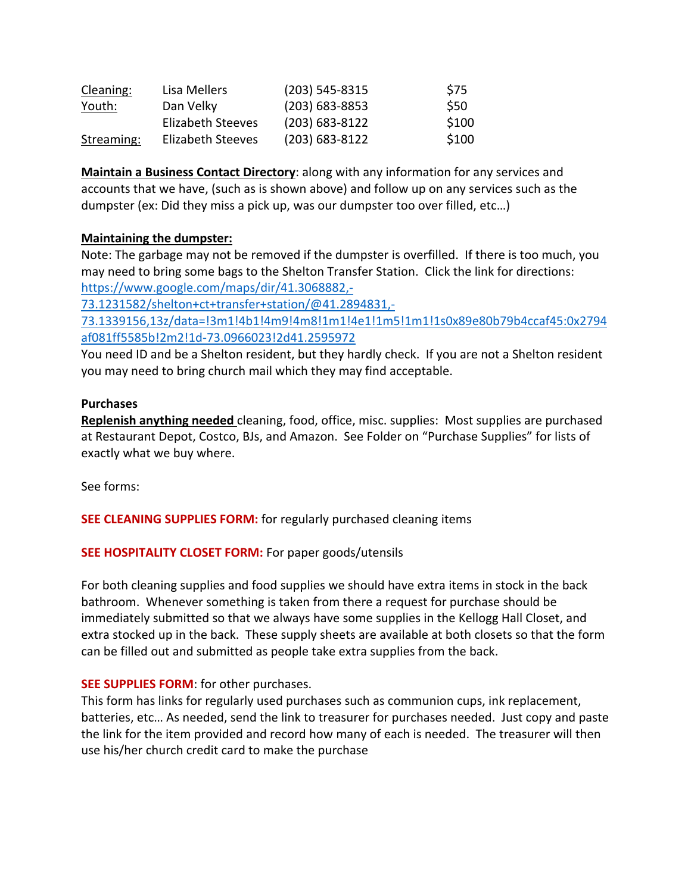| | | | |
|---|---|---|---|
| Cleaning: | Lisa Mellers | (203) 545-8315 | $75 |
| Youth: | Dan Velky | (203) 683-8853 | $50 |
| | Elizabeth Steeves | (203) 683-8122 | $100 |
| Streaming: | Elizabeth Steeves | (203) 683-8122 | $100 |

**Maintain a Business Contact Directory**: along with any information for any services and accounts that we have, (such as is shown above) and follow up on any services such as the dumpster (ex: Did they miss a pick up, was our dumpster too over filled, etc…)

**Maintaining the dumpster:**
Note: The garbage may not be removed if the dumpster is overfilled. If there is too much, you may need to bring some bags to the Shelton Transfer Station. Click the link for directions: https://www.google.com/maps/dir/41.3068882,-73.1231582/shelton+ct+transfer+station/@41.2894831,-73.1339156,13z/data=!3m1!4b1!4m9!4m8!1m1!4e1!1m5!1m1!1s0x89e80b79b4ccaf45:0x2794af081ff5585b!2m2!1d-73.0966023!2d41.2595972
You need ID and be a Shelton resident, but they hardly check. If you are not a Shelton resident you may need to bring church mail which they may find acceptable.

**Purchases**
**Replenish anything needed** cleaning, food, office, misc. supplies: Most supplies are purchased at Restaurant Depot, Costco, BJs, and Amazon. See Folder on "Purchase Supplies" for lists of exactly what we buy where.

See forms:

**SEE CLEANING SUPPLIES FORM:** for regularly purchased cleaning items

**SEE HOSPITALITY CLOSET FORM:** For paper goods/utensils

For both cleaning supplies and food supplies we should have extra items in stock in the back bathroom. Whenever something is taken from there a request for purchase should be immediately submitted so that we always have some supplies in the Kellogg Hall Closet, and extra stocked up in the back. These supply sheets are available at both closets so that the form can be filled out and submitted as people take extra supplies from the back.

**SEE SUPPLIES FORM**: for other purchases.
This form has links for regularly used purchases such as communion cups, ink replacement, batteries, etc… As needed, send the link to treasurer for purchases needed. Just copy and paste the link for the item provided and record how many of each is needed. The treasurer will then use his/her church credit card to make the purchase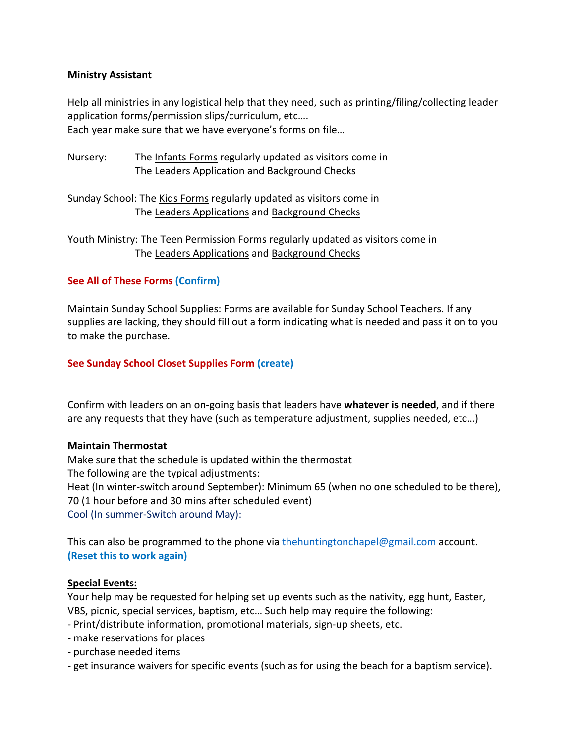**Ministry Assistant**

Help all ministries in any logistical help that they need, such as printing/filing/collecting leader application forms/permission slips/curriculum, etc….
Each year make sure that we have everyone's forms on file…

Nursery: The Infants Forms regularly updated as visitors come in
The Leaders Application and Background Checks

Sunday School: The Kids Forms regularly updated as visitors come in
The Leaders Applications and Background Checks

Youth Ministry: The Teen Permission Forms regularly updated as visitors come in
The Leaders Applications and Background Checks

**See All of These Forms (Confirm)**

Maintain Sunday School Supplies: Forms are available for Sunday School Teachers. If any supplies are lacking, they should fill out a form indicating what is needed and pass it on to you to make the purchase.

**See Sunday School Closet Supplies Form (create)**

Confirm with leaders on an on-going basis that leaders have **whatever is needed**, and if there are any requests that they have (such as temperature adjustment, supplies needed, etc…)

**Maintain Thermostat**
Make sure that the schedule is updated within the thermostat
The following are the typical adjustments:
Heat (In winter-switch around September): Minimum 65 (when no one scheduled to be there), 70 (1 hour before and 30 mins after scheduled event)
Cool (In summer-Switch around May):

This can also be programmed to the phone via thehuntingtonchapel@gmail.com account.
**(Reset this to work again)**

**Special Events:**
Your help may be requested for helping set up events such as the nativity, egg hunt, Easter, VBS, picnic, special services, baptism, etc… Such help may require the following:
- Print/distribute information, promotional materials, sign-up sheets, etc.
- make reservations for places
- purchase needed items
- get insurance waivers for specific events (such as for using the beach for a baptism service).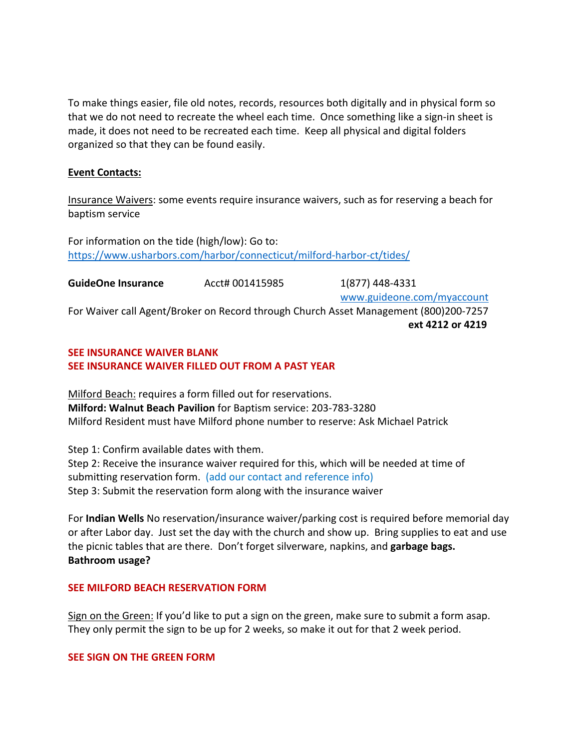To make things easier, file old notes, records, resources both digitally and in physical form so that we do not need to recreate the wheel each time. Once something like a sign-in sheet is made, it does not need to be recreated each time. Keep all physical and digital folders organized so that they can be found easily.

**Event Contacts:**

Insurance Waivers: some events require insurance waivers, such as for reserving a beach for baptism service

For information on the tide (high/low): Go to: https://www.usharbors.com/harbor/connecticut/milford-harbor-ct/tides/

**GuideOne Insurance** Acct# 001415985 1(877) 448-4331
www.guideone.com/myaccount

For Waiver call Agent/Broker on Record through Church Asset Management (800)200-7257 **ext 4212 or 4219**

**SEE INSURANCE WAIVER BLANK**
**SEE INSURANCE WAIVER FILLED OUT FROM A PAST YEAR**

Milford Beach: requires a form filled out for reservations.
**Milford: Walnut Beach Pavilion** for Baptism service: 203-783-3280
Milford Resident must have Milford phone number to reserve: Ask Michael Patrick

Step 1: Confirm available dates with them.
Step 2: Receive the insurance waiver required for this, which will be needed at time of submitting reservation form. (add our contact and reference info)
Step 3: Submit the reservation form along with the insurance waiver

For **Indian Wells** No reservation/insurance waiver/parking cost is required before memorial day or after Labor day. Just set the day with the church and show up. Bring supplies to eat and use the picnic tables that are there. Don't forget silverware, napkins, and **garbage bags.**
**Bathroom usage?**

**SEE MILFORD BEACH RESERVATION FORM**

Sign on the Green: If you'd like to put a sign on the green, make sure to submit a form asap. They only permit the sign to be up for 2 weeks, so make it out for that 2 week period.

**SEE SIGN ON THE GREEN FORM**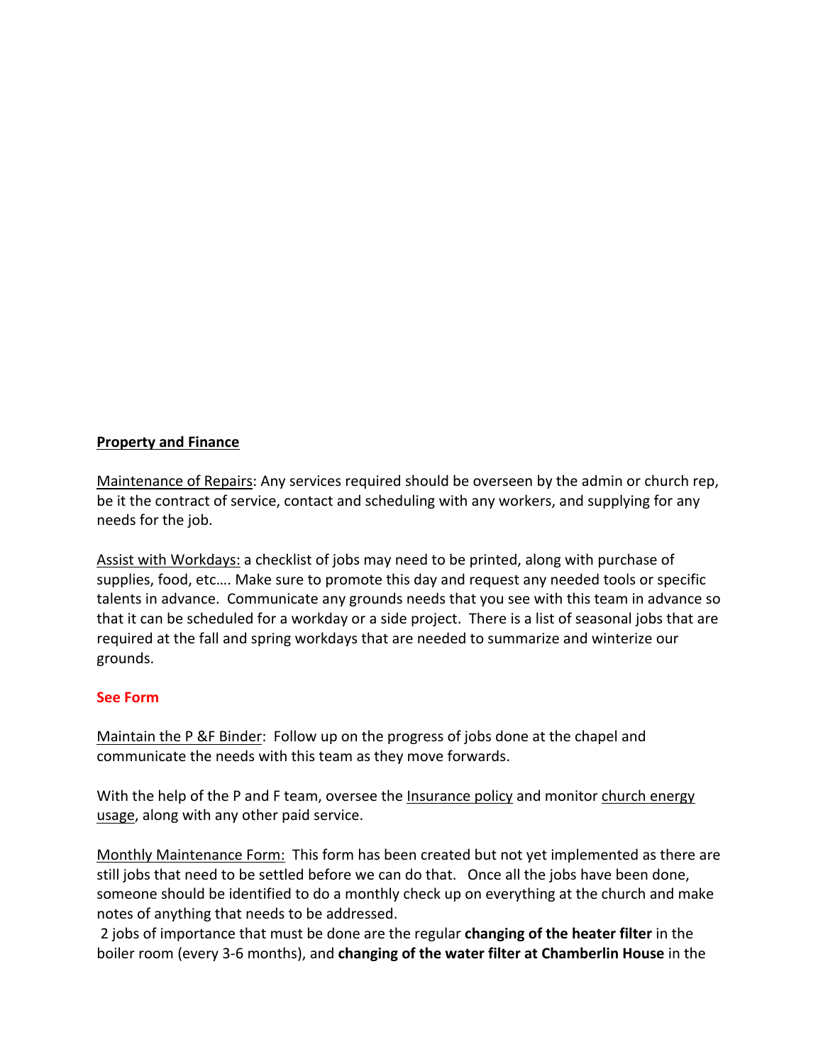**Property and Finance**

Maintenance of Repairs: Any services required should be overseen by the admin or church rep, be it the contract of service, contact and scheduling with any workers, and supplying for any needs for the job.

Assist with Workdays: a checklist of jobs may need to be printed, along with purchase of supplies, food, etc…. Make sure to promote this day and request any needed tools or specific talents in advance. Communicate any grounds needs that you see with this team in advance so that it can be scheduled for a workday or a side project. There is a list of seasonal jobs that are required at the fall and spring workdays that are needed to summarize and winterize our grounds.

**See Form**

Maintain the P &F Binder: Follow up on the progress of jobs done at the chapel and communicate the needs with this team as they move forwards.

With the help of the P and F team, oversee the Insurance policy and monitor church energy usage, along with any other paid service.

Monthly Maintenance Form: This form has been created but not yet implemented as there are still jobs that need to be settled before we can do that. Once all the jobs have been done, someone should be identified to do a monthly check up on everything at the church and make notes of anything that needs to be addressed.

2 jobs of importance that must be done are the regular **changing of the heater filter** in the boiler room (every 3-6 months), and **changing of the water filter at Chamberlin House** in the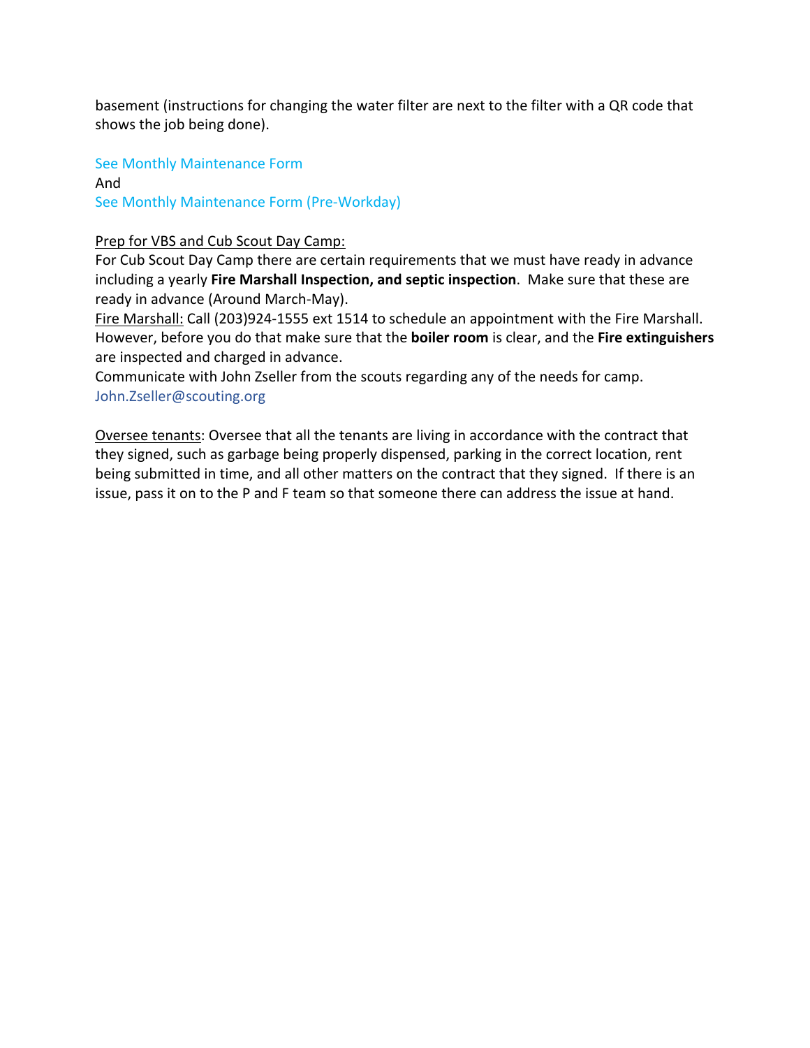basement (instructions for changing the water filter are next to the filter with a QR code that shows the job being done).

See Monthly Maintenance Form
And
See Monthly Maintenance Form (Pre-Workday)

Prep for VBS and Cub Scout Day Camp:
For Cub Scout Day Camp there are certain requirements that we must have ready in advance including a yearly **Fire Marshall Inspection, and septic inspection**. Make sure that these are ready in advance (Around March-May).
Fire Marshall: Call (203)924-1555 ext 1514 to schedule an appointment with the Fire Marshall. However, before you do that make sure that the **boiler room** is clear, and the **Fire extinguishers** are inspected and charged in advance.
Communicate with John Zseller from the scouts regarding any of the needs for camp.
John.Zseller@scouting.org

Oversee tenants: Oversee that all the tenants are living in accordance with the contract that they signed, such as garbage being properly dispensed, parking in the correct location, rent being submitted in time, and all other matters on the contract that they signed. If there is an issue, pass it on to the P and F team so that someone there can address the issue at hand.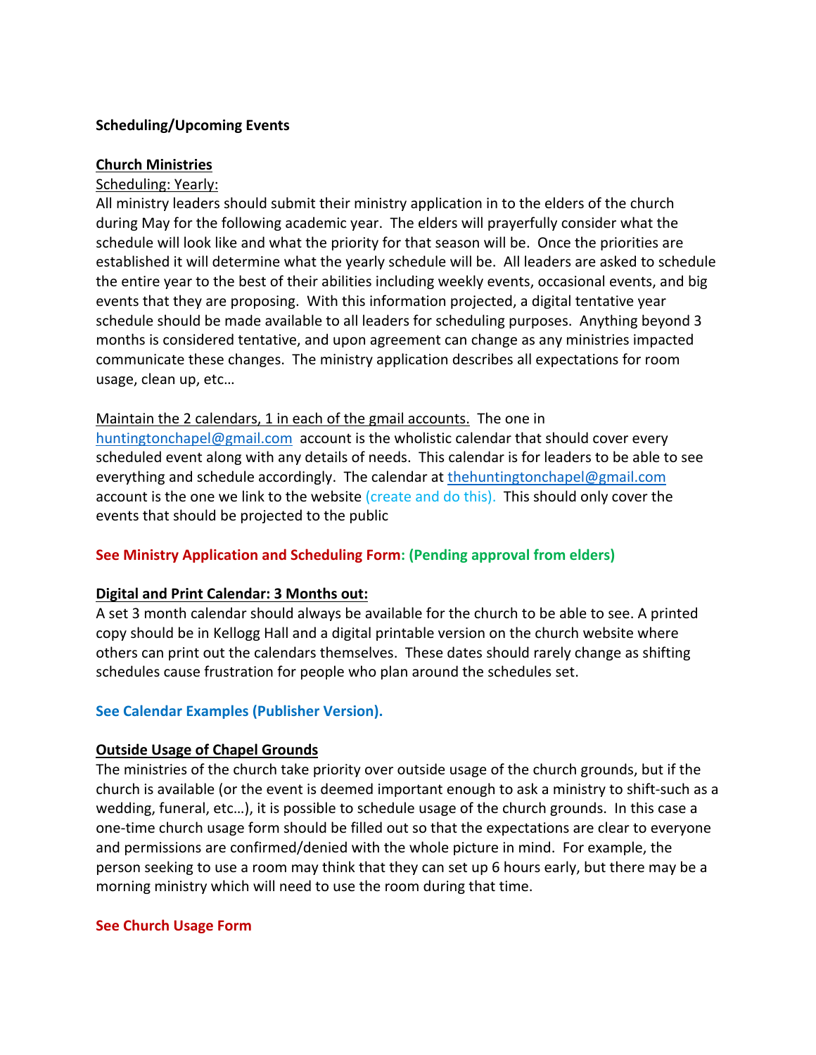**Scheduling/Upcoming Events**

**Church Ministries**

Scheduling: Yearly:

All ministry leaders should submit their ministry application in to the elders of the church during May for the following academic year. The elders will prayerfully consider what the schedule will look like and what the priority for that season will be. Once the priorities are established it will determine what the yearly schedule will be. All leaders are asked to schedule the entire year to the best of their abilities including weekly events, occasional events, and big events that they are proposing. With this information projected, a digital tentative year schedule should be made available to all leaders for scheduling purposes. Anything beyond 3 months is considered tentative, and upon agreement can change as any ministries impacted communicate these changes. The ministry application describes all expectations for room usage, clean up, etc…

Maintain the 2 calendars, 1 in each of the gmail accounts. The one in huntingtonchapel@gmail.com account is the wholistic calendar that should cover every scheduled event along with any details of needs. This calendar is for leaders to be able to see everything and schedule accordingly. The calendar at thehuntingtonchapel@gmail.com account is the one we link to the website (create and do this). This should only cover the events that should be projected to the public

**See Ministry Application and Scheduling Form: (Pending approval from elders)**

**Digital and Print Calendar: 3 Months out:**

A set 3 month calendar should always be available for the church to be able to see. A printed copy should be in Kellogg Hall and a digital printable version on the church website where others can print out the calendars themselves. These dates should rarely change as shifting schedules cause frustration for people who plan around the schedules set.

**See Calendar Examples (Publisher Version).**

**Outside Usage of Chapel Grounds**

The ministries of the church take priority over outside usage of the church grounds, but if the church is available (or the event is deemed important enough to ask a ministry to shift-such as a wedding, funeral, etc…), it is possible to schedule usage of the church grounds. In this case a one-time church usage form should be filled out so that the expectations are clear to everyone and permissions are confirmed/denied with the whole picture in mind. For example, the person seeking to use a room may think that they can set up 6 hours early, but there may be a morning ministry which will need to use the room during that time.

**See Church Usage Form**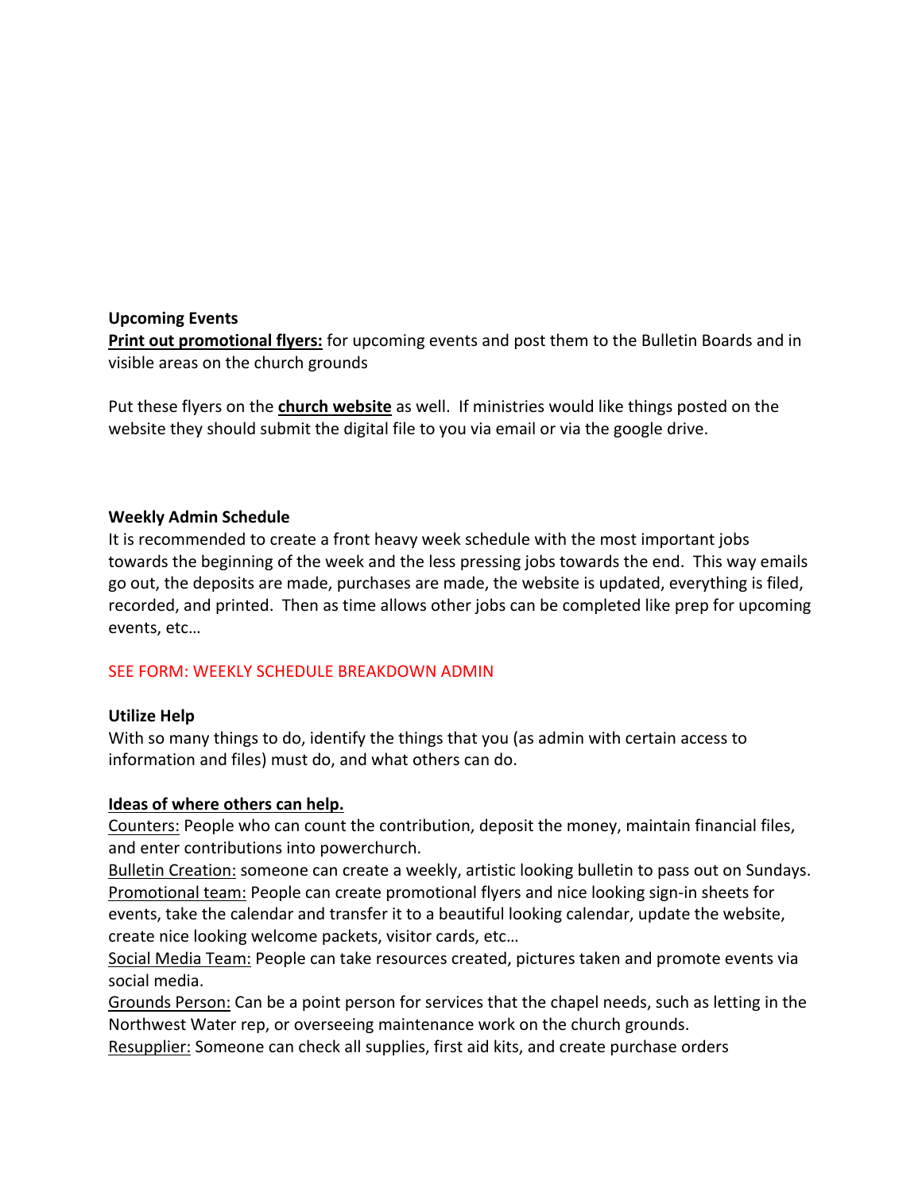**Upcoming Events**

**Print out promotional flyers:** for upcoming events and post them to the Bulletin Boards and in visible areas on the church grounds

Put these flyers on the **church website** as well. If ministries would like things posted on the website they should submit the digital file to you via email or via the google drive.

**Weekly Admin Schedule**

It is recommended to create a front heavy week schedule with the most important jobs towards the beginning of the week and the less pressing jobs towards the end. This way emails go out, the deposits are made, purchases are made, the website is updated, everything is filed, recorded, and printed. Then as time allows other jobs can be completed like prep for upcoming events, etc…

SEE FORM: WEEKLY SCHEDULE BREAKDOWN ADMIN

**Utilize Help**

With so many things to do, identify the things that you (as admin with certain access to information and files) must do, and what others can do.

**Ideas of where others can help.**

Counters: People who can count the contribution, deposit the money, maintain financial files, and enter contributions into powerchurch.
Bulletin Creation: someone can create a weekly, artistic looking bulletin to pass out on Sundays.
Promotional team: People can create promotional flyers and nice looking sign-in sheets for events, take the calendar and transfer it to a beautiful looking calendar, update the website, create nice looking welcome packets, visitor cards, etc…
Social Media Team: People can take resources created, pictures taken and promote events via social media.
Grounds Person: Can be a point person for services that the chapel needs, such as letting in the Northwest Water rep, or overseeing maintenance work on the church grounds.
Resupplier: Someone can check all supplies, first aid kits, and create purchase orders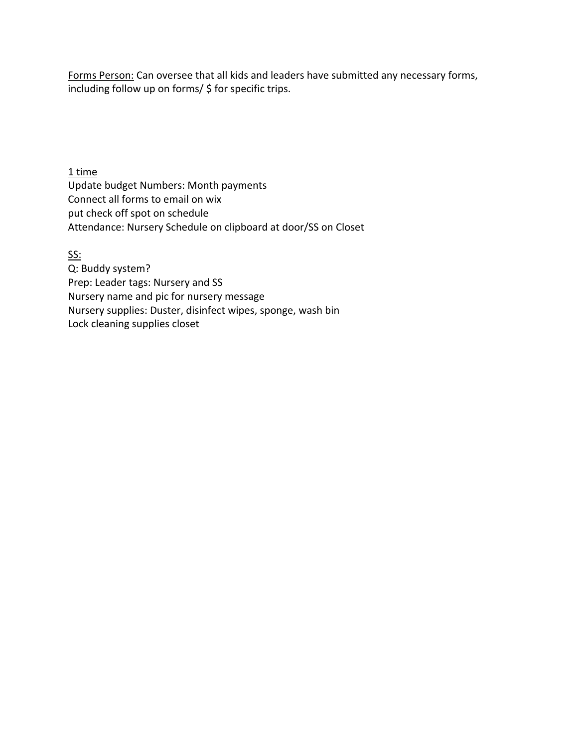<u>Forms Person:</u> Can oversee that all kids and leaders have submitted any necessary forms, including follow up on forms/ $ for specific trips.

<u>1 time</u>
Update budget Numbers: Month payments
Connect all forms to email on wix
put check off spot on schedule
Attendance: Nursery Schedule on clipboard at door/SS on Closet

<u>SS:</u>
Q: Buddy system?
Prep: Leader tags: Nursery and SS
Nursery name and pic for nursery message
Nursery supplies: Duster, disinfect wipes, sponge, wash bin
Lock cleaning supplies closet